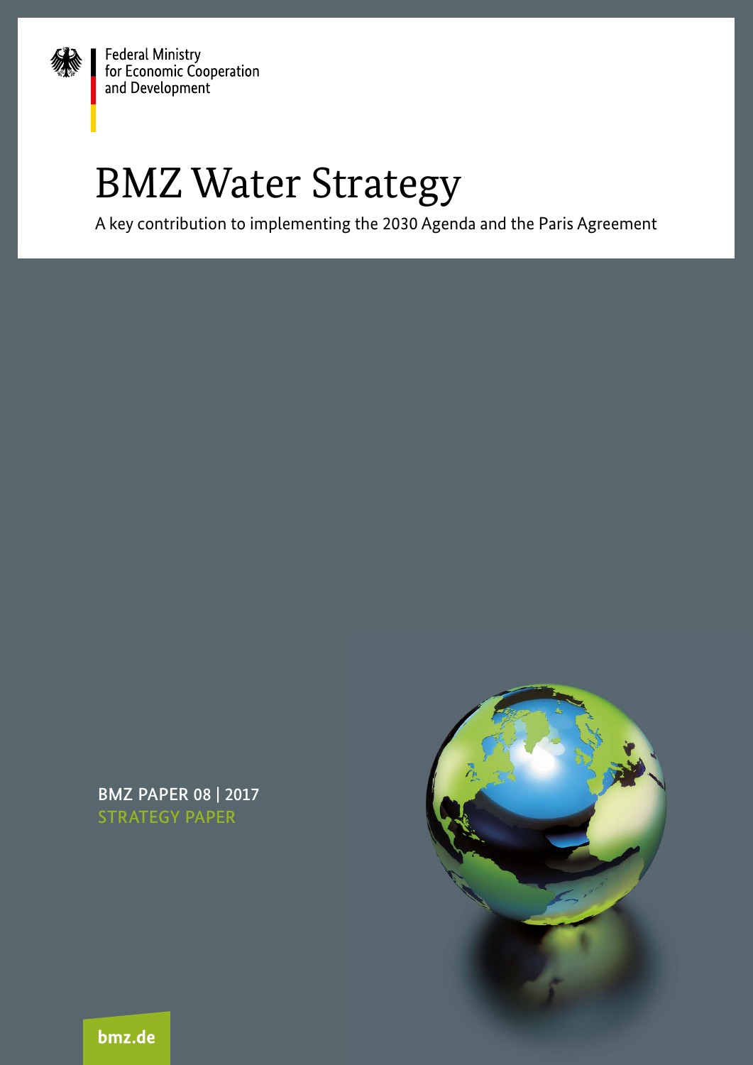Federal Ministry for Economic Cooperation and Development

# BMZ Water Strategy

A key contribution to implementing the 2030 Agenda and the Paris Agreement

BMZ PAPER 08 | 2017

STRATEGY PAPER

bmz.de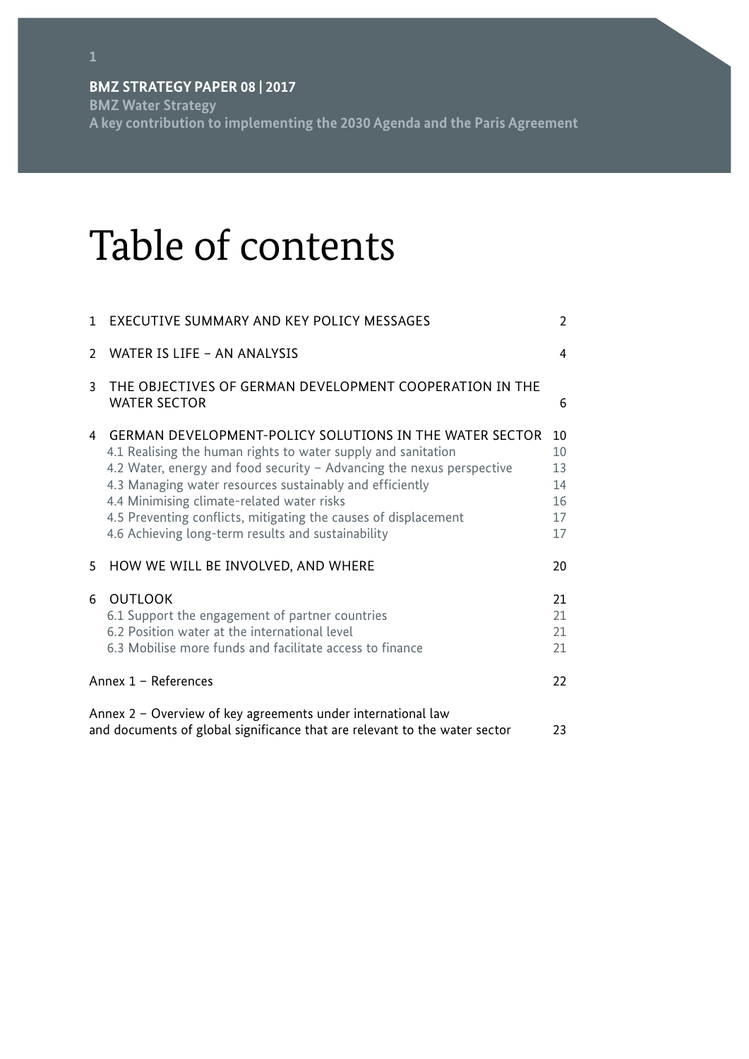**BMZ STRATEGY PAPER 08 | 2017**
**BMZ Water Strategy**
**A key contribution to implementing the 2030 Agenda and the Paris Agreement**

# Table of contents

| | |
|---|---|
| 1 EXECUTIVE SUMMARY AND KEY POLICY MESSAGES | 2 |
| 2 WATER IS LIFE – AN ANALYSIS | 4 |
| 3 THE OBJECTIVES OF GERMAN DEVELOPMENT COOPERATION IN THE WATER SECTOR | 6 |
| 4 GERMAN DEVELOPMENT-POLICY SOLUTIONS IN THE WATER SECTOR | 10 |
| 4.1 Realising the human rights to water supply and sanitation | 10 |
| 4.2 Water, energy and food security – Advancing the nexus perspective | 13 |
| 4.3 Managing water resources sustainably and efficiently | 14 |
| 4.4 Minimising climate-related water risks | 16 |
| 4.5 Preventing conflicts, mitigating the causes of displacement | 17 |
| 4.6 Achieving long-term results and sustainability | 17 |
| 5 HOW WE WILL BE INVOLVED, AND WHERE | 20 |
| 6 OUTLOOK | 21 |
| 6.1 Support the engagement of partner countries | 21 |
| 6.2 Position water at the international level | 21 |
| 6.3 Mobilise more funds and facilitate access to finance | 21 |
| Annex 1 – References | 22 |
| Annex 2 – Overview of key agreements under international law and documents of global significance that are relevant to the water sector | 23 |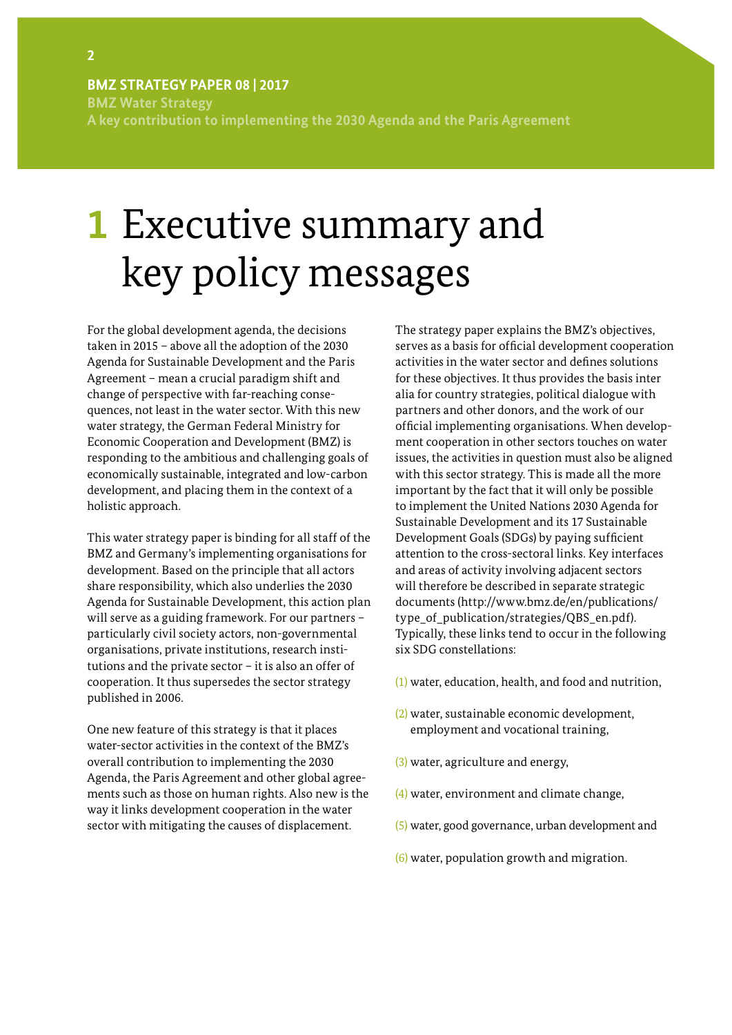# 1 Executive summary and key policy messages

For the global development agenda, the decisions taken in 2015 – above all the adoption of the 2030 Agenda for Sustainable Development and the Paris Agreement – mean a crucial paradigm shift and change of perspective with far-reaching consequences, not least in the water sector. With this new water strategy, the German Federal Ministry for Economic Cooperation and Development (BMZ) is responding to the ambitious and challenging goals of economically sustainable, integrated and low-carbon development, and placing them in the context of a holistic approach.

This water strategy paper is binding for all staff of the BMZ and Germany's implementing organisations for development. Based on the principle that all actors share responsibility, which also underlies the 2030 Agenda for Sustainable Development, this action plan will serve as a guiding framework. For our partners – particularly civil society actors, non-governmental organisations, private institutions, research institutions and the private sector – it is also an offer of cooperation. It thus supersedes the sector strategy published in 2006.

One new feature of this strategy is that it places water-sector activities in the context of the BMZ's overall contribution to implementing the 2030 Agenda, the Paris Agreement and other global agreements such as those on human rights. Also new is the way it links development cooperation in the water sector with mitigating the causes of displacement.

The strategy paper explains the BMZ's objectives, serves as a basis for official development cooperation activities in the water sector and defines solutions for these objectives. It thus provides the basis inter alia for country strategies, political dialogue with partners and other donors, and the work of our official implementing organisations. When development cooperation in other sectors touches on water issues, the activities in question must also be aligned with this sector strategy. This is made all the more important by the fact that it will only be possible to implement the United Nations 2030 Agenda for Sustainable Development and its 17 Sustainable Development Goals (SDGs) by paying sufficient attention to the cross-sectoral links. Key interfaces and areas of activity involving adjacent sectors will therefore be described in separate strategic documents (http://www.bmz.de/en/publications/type_of_publication/strategies/QBS_en.pdf). Typically, these links tend to occur in the following six SDG constellations:

(1) water, education, health, and food and nutrition,

(2) water, sustainable economic development, employment and vocational training,

(3) water, agriculture and energy,

(4) water, environment and climate change,

(5) water, good governance, urban development and

(6) water, population growth and migration.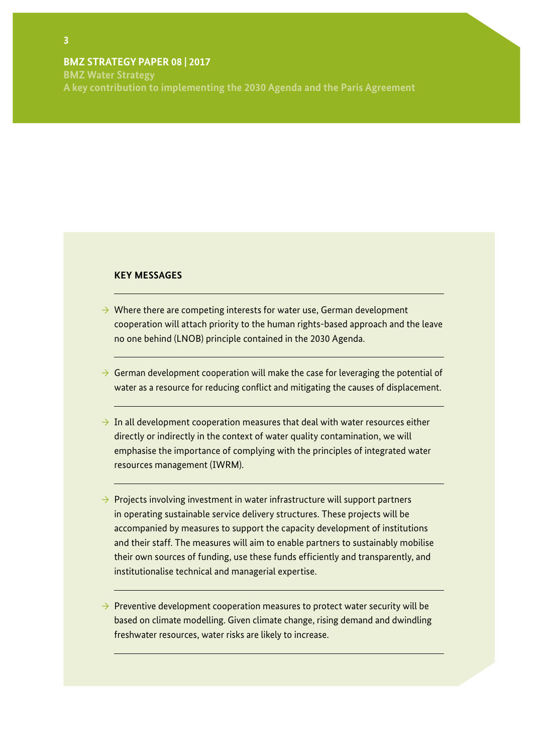## KEY MESSAGES

- Where there are competing interests for water use, German development cooperation will attach priority to the human rights-based approach and the leave no one behind (LNOB) principle contained in the 2030 Agenda.

- German development cooperation will make the case for leveraging the potential of water as a resource for reducing conflict and mitigating the causes of displacement.

- In all development cooperation measures that deal with water resources either directly or indirectly in the context of water quality contamination, we will emphasise the importance of complying with the principles of integrated water resources management (IWRM).

- Projects involving investment in water infrastructure will support partners in operating sustainable service delivery structures. These projects will be accompanied by measures to support the capacity development of institutions and their staff. The measures will aim to enable partners to sustainably mobilise their own sources of funding, use these funds efficiently and transparently, and institutionalise technical and managerial expertise.

- Preventive development cooperation measures to protect water security will be based on climate modelling. Given climate change, rising demand and dwindling freshwater resources, water risks are likely to increase.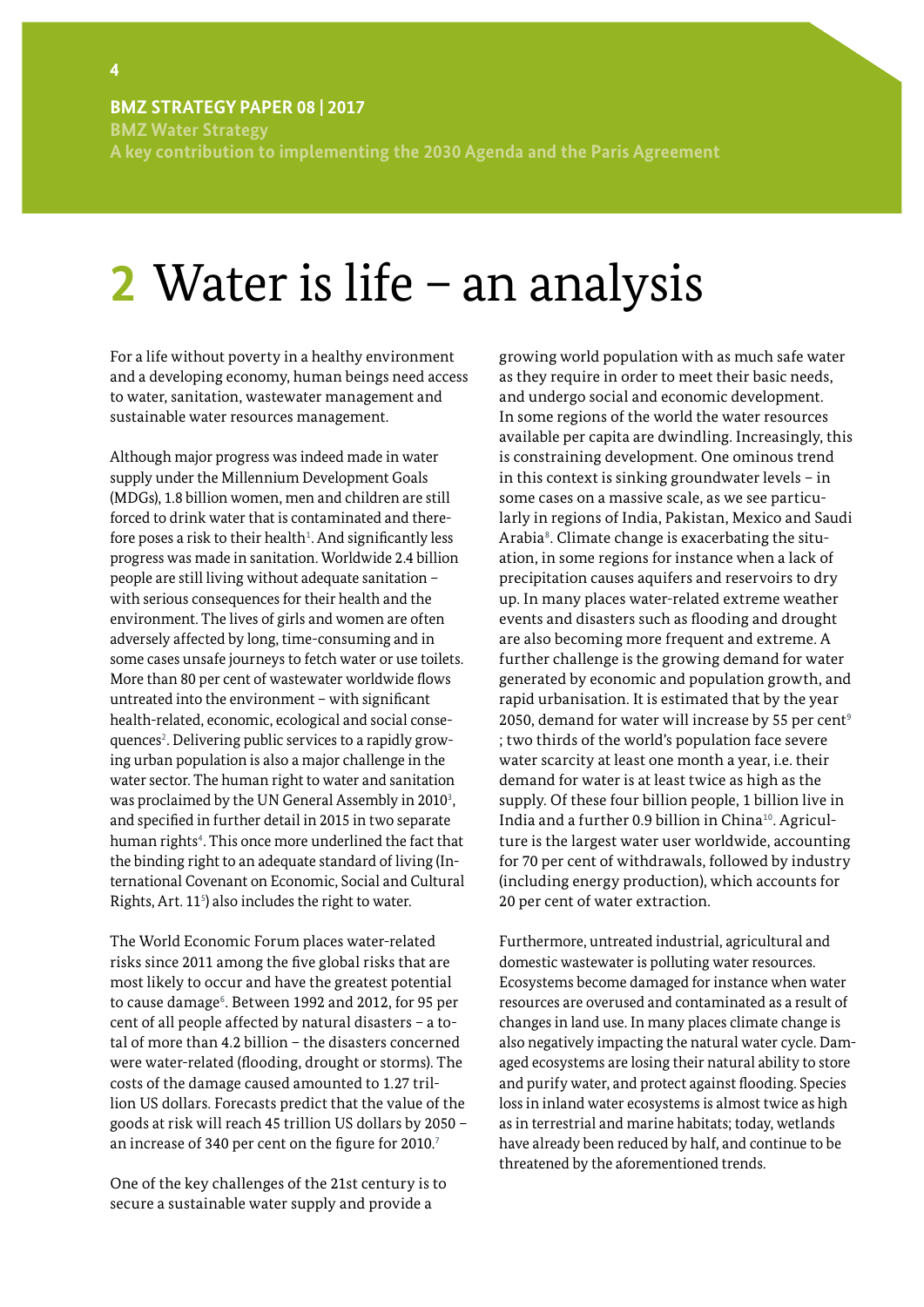# 2 Water is life – an analysis

For a life without poverty in a healthy environment and a developing economy, human beings need access to water, sanitation, wastewater management and sustainable water resources management.

Although major progress was indeed made in water supply under the Millennium Development Goals (MDGs), 1.8 billion women, men and children are still forced to drink water that is contaminated and therefore poses a risk to their health[1]. And significantly less progress was made in sanitation. Worldwide 2.4 billion people are still living without adequate sanitation – with serious consequences for their health and the environment. The lives of girls and women are often adversely affected by long, time-consuming and in some cases unsafe journeys to fetch water or use toilets. More than 80 per cent of wastewater worldwide flows untreated into the environment – with significant health-related, economic, ecological and social consequences[2]. Delivering public services to a rapidly growing urban population is also a major challenge in the water sector. The human right to water and sanitation was proclaimed by the UN General Assembly in 2010[3], and specified in further detail in 2015 in two separate human rights[4]. This once more underlined the fact that the binding right to an adequate standard of living (International Covenant on Economic, Social and Cultural Rights, Art. 11[5]) also includes the right to water.

The World Economic Forum places water-related risks since 2011 among the five global risks that are most likely to occur and have the greatest potential to cause damage[6]. Between 1992 and 2012, for 95 per cent of all people affected by natural disasters – a total of more than 4.2 billion – the disasters concerned were water-related (flooding, drought or storms). The costs of the damage caused amounted to 1.27 trillion US dollars. Forecasts predict that the value of the goods at risk will reach 45 trillion US dollars by 2050 – an increase of 340 per cent on the figure for 2010.[7]

One of the key challenges of the 21st century is to secure a sustainable water supply and provide a growing world population with as much safe water as they require in order to meet their basic needs, and undergo social and economic development. In some regions of the world the water resources available per capita are dwindling. Increasingly, this is constraining development. One ominous trend in this context is sinking groundwater levels – in some cases on a massive scale, as we see particularly in regions of India, Pakistan, Mexico and Saudi Arabia[8]. Climate change is exacerbating the situation, in some regions for instance when a lack of precipitation causes aquifers and reservoirs to dry up. In many places water-related extreme weather events and disasters such as flooding and drought are also becoming more frequent and extreme. A further challenge is the growing demand for water generated by economic and population growth, and rapid urbanisation. It is estimated that by the year 2050, demand for water will increase by 55 per cent[9] ; two thirds of the world's population face severe water scarcity at least one month a year, i.e. their demand for water is at least twice as high as the supply. Of these four billion people, 1 billion live in India and a further 0.9 billion in China[10]. Agriculture is the largest water user worldwide, accounting for 70 per cent of withdrawals, followed by industry (including energy production), which accounts for 20 per cent of water extraction.

Furthermore, untreated industrial, agricultural and domestic wastewater is polluting water resources. Ecosystems become damaged for instance when water resources are overused and contaminated as a result of changes in land use. In many places climate change is also negatively impacting the natural water cycle. Damaged ecosystems are losing their natural ability to store and purify water, and protect against flooding. Species loss in inland water ecosystems is almost twice as high as in terrestrial and marine habitats; today, wetlands have already been reduced by half, and continue to be threatened by the aforementioned trends.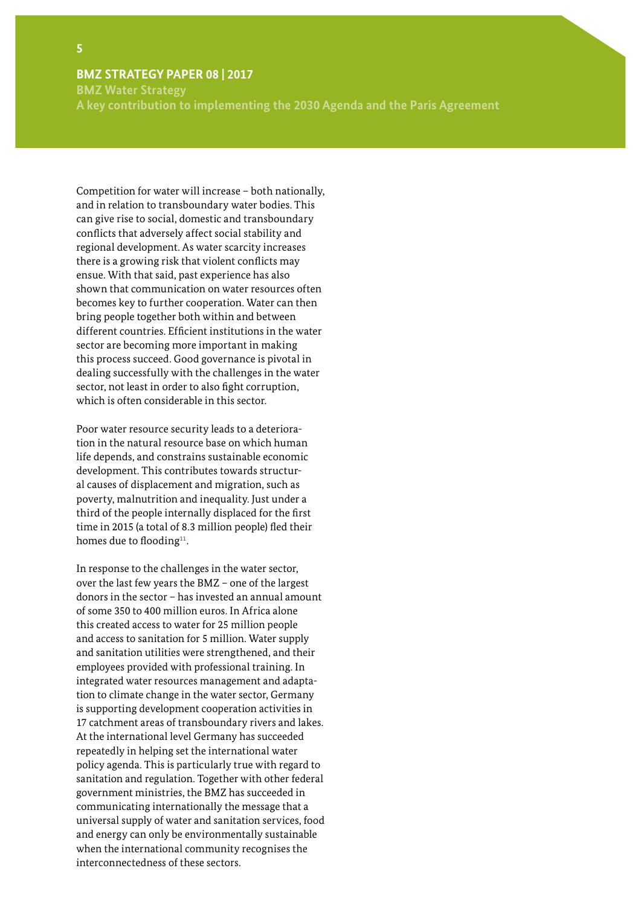Competition for water will increase – both nationally, and in relation to transboundary water bodies. This can give rise to social, domestic and transboundary conflicts that adversely affect social stability and regional development. As water scarcity increases there is a growing risk that violent conflicts may ensue. With that said, past experience has also shown that communication on water resources often becomes key to further cooperation. Water can then bring people together both within and between different countries. Efficient institutions in the water sector are becoming more important in making this process succeed. Good governance is pivotal in dealing successfully with the challenges in the water sector, not least in order to also fight corruption, which is often considerable in this sector.

Poor water resource security leads to a deterioration in the natural resource base on which human life depends, and constrains sustainable economic development. This contributes towards structural causes of displacement and migration, such as poverty, malnutrition and inequality. Just under a third of the people internally displaced for the first time in 2015 (a total of 8.3 million people) fled their homes due to flooding[11].

In response to the challenges in the water sector, over the last few years the BMZ – one of the largest donors in the sector – has invested an annual amount of some 350 to 400 million euros. In Africa alone this created access to water for 25 million people and access to sanitation for 5 million. Water supply and sanitation utilities were strengthened, and their employees provided with professional training. In integrated water resources management and adaptation to climate change in the water sector, Germany is supporting development cooperation activities in 17 catchment areas of transboundary rivers and lakes. At the international level Germany has succeeded repeatedly in helping set the international water policy agenda. This is particularly true with regard to sanitation and regulation. Together with other federal government ministries, the BMZ has succeeded in communicating internationally the message that a universal supply of water and sanitation services, food and energy can only be environmentally sustainable when the international community recognises the interconnectedness of these sectors.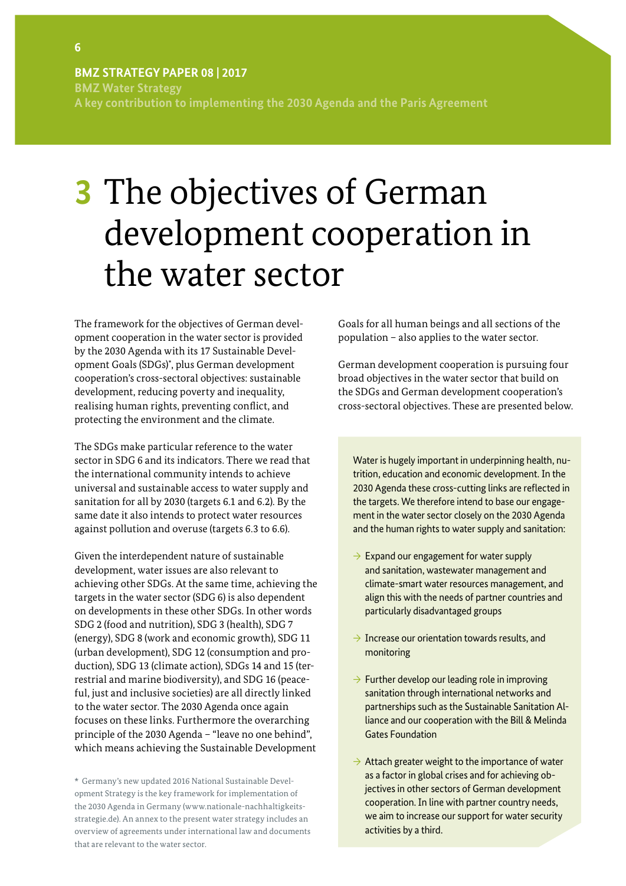# 3 The objectives of German development cooperation in the water sector

The framework for the objectives of German development cooperation in the water sector is provided by the 2030 Agenda with its 17 Sustainable Development Goals (SDGs)*, plus German development cooperation's cross-sectoral objectives: sustainable development, reducing poverty and inequality, realising human rights, preventing conflict, and protecting the environment and the climate.

The SDGs make particular reference to the water sector in SDG 6 and its indicators. There we read that the international community intends to achieve universal and sustainable access to water supply and sanitation for all by 2030 (targets 6.1 and 6.2). By the same date it also intends to protect water resources against pollution and overuse (targets 6.3 to 6.6).

Given the interdependent nature of sustainable development, water issues are also relevant to achieving other SDGs. At the same time, achieving the targets in the water sector (SDG 6) is also dependent on developments in these other SDGs. In other words SDG 2 (food and nutrition), SDG 3 (health), SDG 7 (energy), SDG 8 (work and economic growth), SDG 11 (urban development), SDG 12 (consumption and production), SDG 13 (climate action), SDGs 14 and 15 (terrestrial and marine biodiversity), and SDG 16 (peaceful, just and inclusive societies) are all directly linked to the water sector. The 2030 Agenda once again focuses on these links. Furthermore the overarching principle of the 2030 Agenda – "leave no one behind", which means achieving the Sustainable Development Goals for all human beings and all sections of the population – also applies to the water sector.

German development cooperation is pursuing four broad objectives in the water sector that build on the SDGs and German development cooperation's cross-sectoral objectives. These are presented below.

Water is hugely important in underpinning health, nutrition, education and economic development. In the 2030 Agenda these cross-cutting links are reflected in the targets. We therefore intend to base our engagement in the water sector closely on the 2030 Agenda and the human rights to water supply and sanitation:

- → Expand our engagement for water supply and sanitation, wastewater management and climate-smart water resources management, and align this with the needs of partner countries and particularly disadvantaged groups
- → Increase our orientation towards results, and monitoring
- → Further develop our leading role in improving sanitation through international networks and partnerships such as the Sustainable Sanitation Alliance and our cooperation with the Bill & Melinda Gates Foundation
- → Attach greater weight to the importance of water as a factor in global crises and for achieving objectives in other sectors of German development cooperation. In line with partner country needs, we aim to increase our support for water security activities by a third.

\* Germany's new updated 2016 National Sustainable Development Strategy is the key framework for implementation of the 2030 Agenda in Germany (www.nationale-nachhaltigkeits-strategie.de). An annex to the present water strategy includes an overview of agreements under international law and documents that are relevant to the water sector.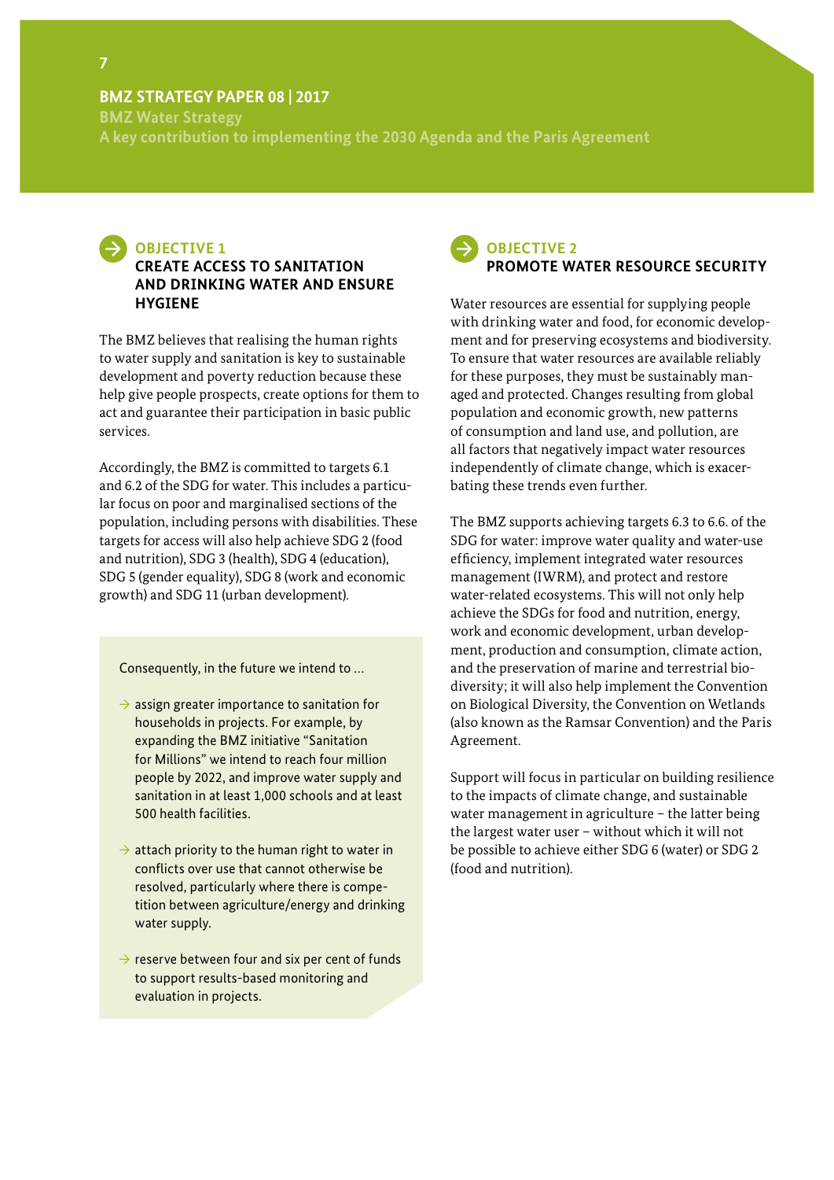## OBJECTIVE 1
## CREATE ACCESS TO SANITATION AND DRINKING WATER AND ENSURE HYGIENE

The BMZ believes that realising the human rights to water supply and sanitation is key to sustainable development and poverty reduction because these help give people prospects, create options for them to act and guarantee their participation in basic public services.

Accordingly, the BMZ is committed to targets 6.1 and 6.2 of the SDG for water. This includes a particular focus on poor and marginalised sections of the population, including persons with disabilities. These targets for access will also help achieve SDG 2 (food and nutrition), SDG 3 (health), SDG 4 (education), SDG 5 (gender equality), SDG 8 (work and economic growth) and SDG 11 (urban development).

Consequently, in the future we intend to …

- → assign greater importance to sanitation for households in projects. For example, by expanding the BMZ initiative "Sanitation for Millions" we intend to reach four million people by 2022, and improve water supply and sanitation in at least 1,000 schools and at least 500 health facilities.
- → attach priority to the human right to water in conflicts over use that cannot otherwise be resolved, particularly where there is competition between agriculture/energy and drinking water supply.
- → reserve between four and six per cent of funds to support results-based monitoring and evaluation in projects.

## OBJECTIVE 2
## PROMOTE WATER RESOURCE SECURITY

Water resources are essential for supplying people with drinking water and food, for economic development and for preserving ecosystems and biodiversity. To ensure that water resources are available reliably for these purposes, they must be sustainably managed and protected. Changes resulting from global population and economic growth, new patterns of consumption and land use, and pollution, are all factors that negatively impact water resources independently of climate change, which is exacerbating these trends even further.

The BMZ supports achieving targets 6.3 to 6.6. of the SDG for water: improve water quality and water-use efficiency, implement integrated water resources management (IWRM), and protect and restore water-related ecosystems. This will not only help achieve the SDGs for food and nutrition, energy, work and economic development, urban development, production and consumption, climate action, and the preservation of marine and terrestrial biodiversity; it will also help implement the Convention on Biological Diversity, the Convention on Wetlands (also known as the Ramsar Convention) and the Paris Agreement.

Support will focus in particular on building resilience to the impacts of climate change, and sustainable water management in agriculture – the latter being the largest water user – without which it will not be possible to achieve either SDG 6 (water) or SDG 2 (food and nutrition).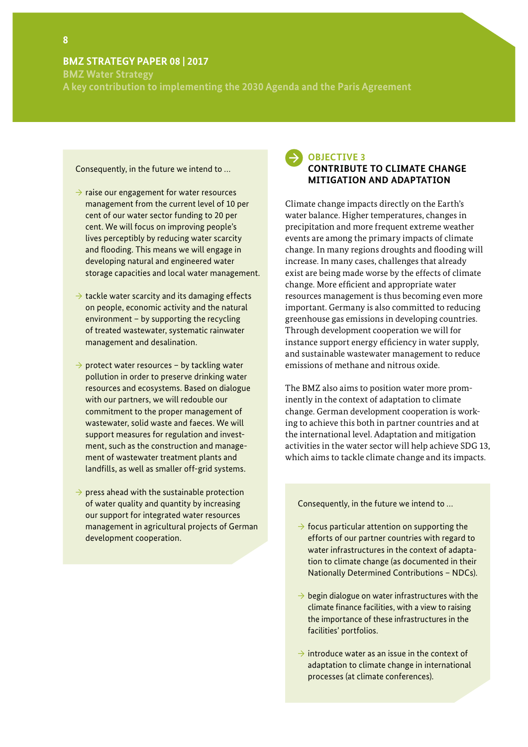Consequently, in the future we intend to ...

- raise our engagement for water resources management from the current level of 10 per cent of our water sector funding to 20 per cent. We will focus on improving people's lives perceptibly by reducing water scarcity and flooding. This means we will engage in developing natural and engineered water storage capacities and local water management.
- tackle water scarcity and its damaging effects on people, economic activity and the natural environment – by supporting the recycling of treated wastewater, systematic rainwater management and desalination.
- protect water resources – by tackling water pollution in order to preserve drinking water resources and ecosystems. Based on dialogue with our partners, we will redouble our commitment to the proper management of wastewater, solid waste and faeces. We will support measures for regulation and investment, such as the construction and management of wastewater treatment plants and landfills, as well as smaller off-grid systems.
- press ahead with the sustainable protection of water quality and quantity by increasing our support for integrated water resources management in agricultural projects of German development cooperation.

## OBJECTIVE 3
## CONTRIBUTE TO CLIMATE CHANGE MITIGATION AND ADAPTATION

Climate change impacts directly on the Earth's water balance. Higher temperatures, changes in precipitation and more frequent extreme weather events are among the primary impacts of climate change. In many regions droughts and flooding will increase. In many cases, challenges that already exist are being made worse by the effects of climate change. More efficient and appropriate water resources management is thus becoming even more important. Germany is also committed to reducing greenhouse gas emissions in developing countries. Through development cooperation we will for instance support energy efficiency in water supply, and sustainable wastewater management to reduce emissions of methane and nitrous oxide.

The BMZ also aims to position water more prominently in the context of adaptation to climate change. German development cooperation is working to achieve this both in partner countries and at the international level. Adaptation and mitigation activities in the water sector will help achieve SDG 13, which aims to tackle climate change and its impacts.

Consequently, in the future we intend to ...

- focus particular attention on supporting the efforts of our partner countries with regard to water infrastructures in the context of adaptation to climate change (as documented in their Nationally Determined Contributions – NDCs).
- begin dialogue on water infrastructures with the climate finance facilities, with a view to raising the importance of these infrastructures in the facilities' portfolios.
- introduce water as an issue in the context of adaptation to climate change in international processes (at climate conferences).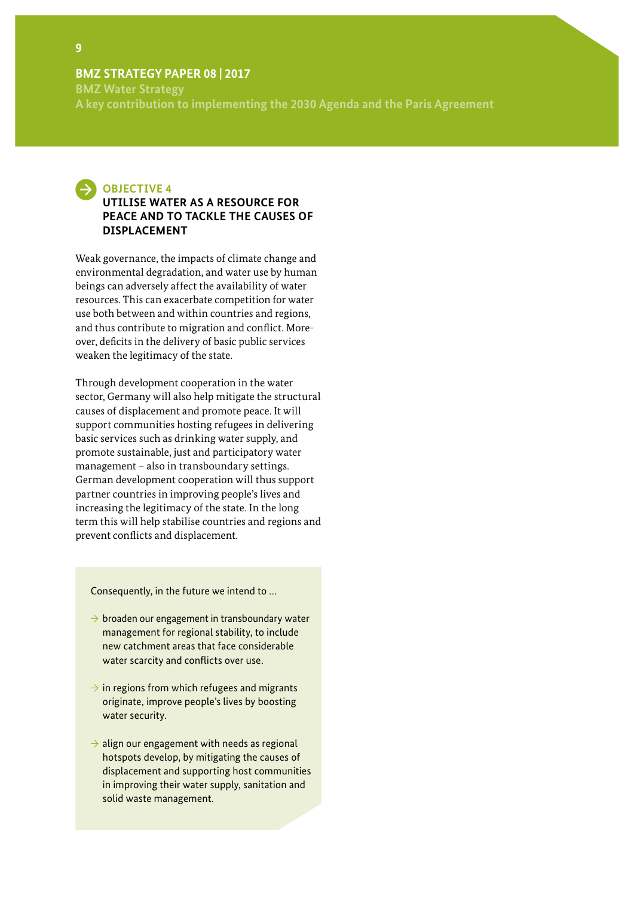## OBJECTIVE 4
### UTILISE WATER AS A RESOURCE FOR PEACE AND TO TACKLE THE CAUSES OF DISPLACEMENT

Weak governance, the impacts of climate change and environmental degradation, and water use by human beings can adversely affect the availability of water resources. This can exacerbate competition for water use both between and within countries and regions, and thus contribute to migration and conflict. Moreover, deficits in the delivery of basic public services weaken the legitimacy of the state.

Through development cooperation in the water sector, Germany will also help mitigate the structural causes of displacement and promote peace. It will support communities hosting refugees in delivering basic services such as drinking water supply, and promote sustainable, just and participatory water management – also in transboundary settings. German development cooperation will thus support partner countries in improving people's lives and increasing the legitimacy of the state. In the long term this will help stabilise countries and regions and prevent conflicts and displacement.

Consequently, in the future we intend to …

- → broaden our engagement in transboundary water management for regional stability, to include new catchment areas that face considerable water scarcity and conflicts over use.
- → in regions from which refugees and migrants originate, improve people's lives by boosting water security.
- → align our engagement with needs as regional hotspots develop, by mitigating the causes of displacement and supporting host communities in improving their water supply, sanitation and solid waste management.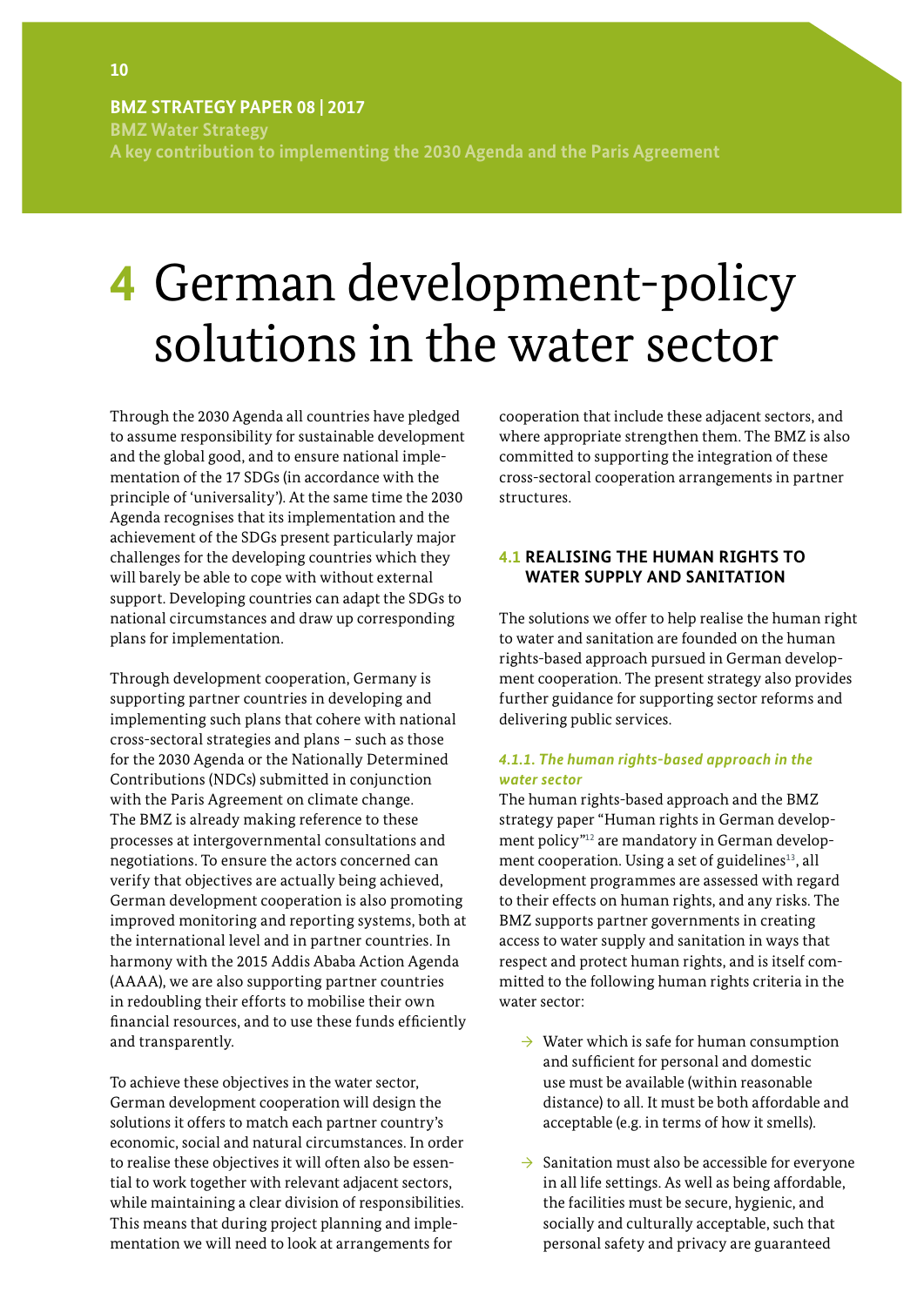# 4 German development-policy solutions in the water sector

Through the 2030 Agenda all countries have pledged to assume responsibility for sustainable development and the global good, and to ensure national implementation of the 17 SDGs (in accordance with the principle of 'universality'). At the same time the 2030 Agenda recognises that its implementation and the achievement of the SDGs present particularly major challenges for the developing countries which they will barely be able to cope with without external support. Developing countries can adapt the SDGs to national circumstances and draw up corresponding plans for implementation.

Through development cooperation, Germany is supporting partner countries in developing and implementing such plans that cohere with national cross-sectoral strategies and plans – such as those for the 2030 Agenda or the Nationally Determined Contributions (NDCs) submitted in conjunction with the Paris Agreement on climate change. The BMZ is already making reference to these processes at intergovernmental consultations and negotiations. To ensure the actors concerned can verify that objectives are actually being achieved, German development cooperation is also promoting improved monitoring and reporting systems, both at the international level and in partner countries. In harmony with the 2015 Addis Ababa Action Agenda (AAAA), we are also supporting partner countries in redoubling their efforts to mobilise their own financial resources, and to use these funds efficiently and transparently.

To achieve these objectives in the water sector, German development cooperation will design the solutions it offers to match each partner country's economic, social and natural circumstances. In order to realise these objectives it will often also be essential to work together with relevant adjacent sectors, while maintaining a clear division of responsibilities. This means that during project planning and implementation we will need to look at arrangements for cooperation that include these adjacent sectors, and where appropriate strengthen them. The BMZ is also committed to supporting the integration of these cross-sectoral cooperation arrangements in partner structures.

## 4.1 REALISING THE HUMAN RIGHTS TO WATER SUPPLY AND SANITATION

The solutions we offer to help realise the human right to water and sanitation are founded on the human rights-based approach pursued in German development cooperation. The present strategy also provides further guidance for supporting sector reforms and delivering public services.

### *4.1.1. The human rights-based approach in the water sector*

The human rights-based approach and the BMZ strategy paper "Human rights in German development policy"[12] are mandatory in German development cooperation. Using a set of guidelines[13], all development programmes are assessed with regard to their effects on human rights, and any risks. The BMZ supports partner governments in creating access to water supply and sanitation in ways that respect and protect human rights, and is itself committed to the following human rights criteria in the water sector:

- Water which is safe for human consumption and sufficient for personal and domestic use must be available (within reasonable distance) to all. It must be both affordable and acceptable (e.g. in terms of how it smells).
- Sanitation must also be accessible for everyone in all life settings. As well as being affordable, the facilities must be secure, hygienic, and socially and culturally acceptable, such that personal safety and privacy are guaranteed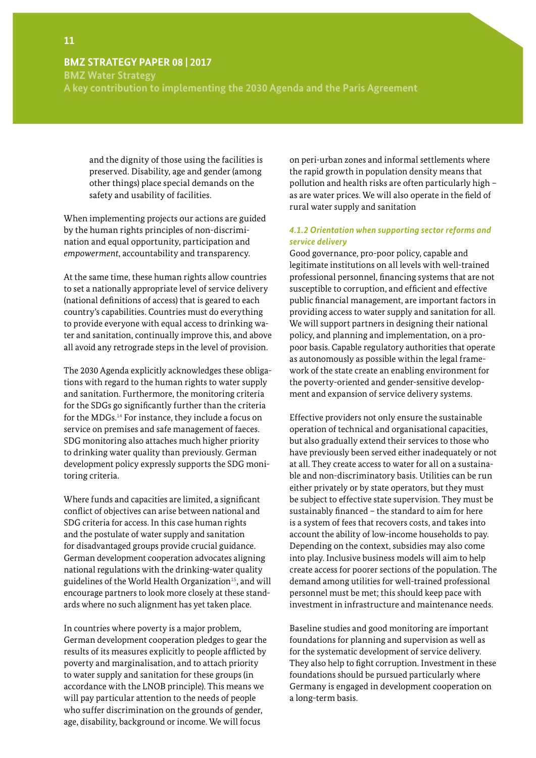and the dignity of those using the facilities is preserved. Disability, age and gender (among other things) place special demands on the safety and usability of facilities.

When implementing projects our actions are guided by the human rights principles of non-discrimination and equal opportunity, participation and *empowerment*, accountability and transparency.

At the same time, these human rights allow countries to set a nationally appropriate level of service delivery (national definitions of access) that is geared to each country's capabilities. Countries must do everything to provide everyone with equal access to drinking water and sanitation, continually improve this, and above all avoid any retrograde steps in the level of provision.

The 2030 Agenda explicitly acknowledges these obligations with regard to the human rights to water supply and sanitation. Furthermore, the monitoring criteria for the SDGs go significantly further than the criteria for the MDGs.[14] For instance, they include a focus on service on premises and safe management of faeces. SDG monitoring also attaches much higher priority to drinking water quality than previously. German development policy expressly supports the SDG monitoring criteria.

Where funds and capacities are limited, a significant conflict of objectives can arise between national and SDG criteria for access. In this case human rights and the postulate of water supply and sanitation for disadvantaged groups provide crucial guidance. German development cooperation advocates aligning national regulations with the drinking-water quality guidelines of the World Health Organization[15], and will encourage partners to look more closely at these standards where no such alignment has yet taken place.

In countries where poverty is a major problem, German development cooperation pledges to gear the results of its measures explicitly to people afflicted by poverty and marginalisation, and to attach priority to water supply and sanitation for these groups (in accordance with the LNOB principle). This means we will pay particular attention to the needs of people who suffer discrimination on the grounds of gender, age, disability, background or income. We will focus on peri-urban zones and informal settlements where the rapid growth in population density means that pollution and health risks are often particularly high – as are water prices. We will also operate in the field of rural water supply and sanitation

#### *4.1.2 Orientation when supporting sector reforms and service delivery*

Good governance, pro-poor policy, capable and legitimate institutions on all levels with well-trained professional personnel, financing systems that are not susceptible to corruption, and efficient and effective public financial management, are important factors in providing access to water supply and sanitation for all. We will support partners in designing their national policy, and planning and implementation, on a pro-poor basis. Capable regulatory authorities that operate as autonomously as possible within the legal framework of the state create an enabling environment for the poverty-oriented and gender-sensitive development and expansion of service delivery systems.

Effective providers not only ensure the sustainable operation of technical and organisational capacities, but also gradually extend their services to those who have previously been served either inadequately or not at all. They create access to water for all on a sustainable and non-discriminatory basis. Utilities can be run either privately or by state operators, but they must be subject to effective state supervision. They must be sustainably financed – the standard to aim for here is a system of fees that recovers costs, and takes into account the ability of low-income households to pay. Depending on the context, subsidies may also come into play. Inclusive business models will aim to help create access for poorer sections of the population. The demand among utilities for well-trained professional personnel must be met; this should keep pace with investment in infrastructure and maintenance needs.

Baseline studies and good monitoring are important foundations for planning and supervision as well as for the systematic development of service delivery. They also help to fight corruption. Investment in these foundations should be pursued particularly where Germany is engaged in development cooperation on a long-term basis.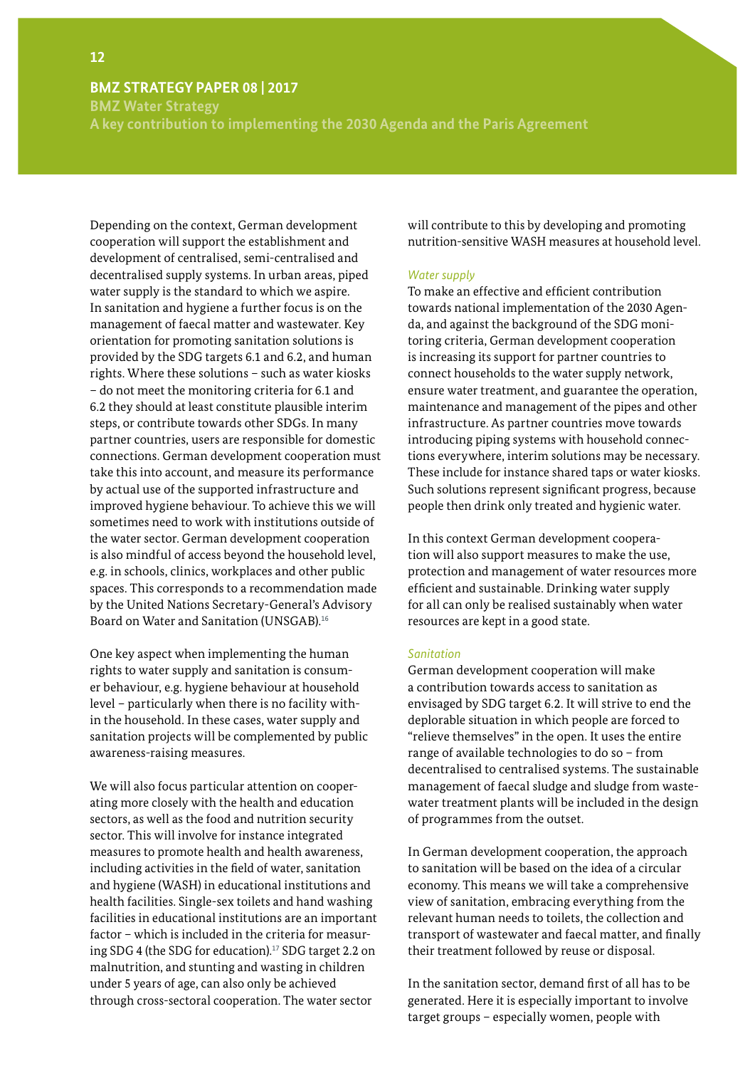Depending on the context, German development cooperation will support the establishment and development of centralised, semi-centralised and decentralised supply systems. In urban areas, piped water supply is the standard to which we aspire. In sanitation and hygiene a further focus is on the management of faecal matter and wastewater. Key orientation for promoting sanitation solutions is provided by the SDG targets 6.1 and 6.2, and human rights. Where these solutions – such as water kiosks – do not meet the monitoring criteria for 6.1 and 6.2 they should at least constitute plausible interim steps, or contribute towards other SDGs. In many partner countries, users are responsible for domestic connections. German development cooperation must take this into account, and measure its performance by actual use of the supported infrastructure and improved hygiene behaviour. To achieve this we will sometimes need to work with institutions outside of the water sector. German development cooperation is also mindful of access beyond the household level, e.g. in schools, clinics, workplaces and other public spaces. This corresponds to a recommendation made by the United Nations Secretary-General's Advisory Board on Water and Sanitation (UNSGAB).[16]

One key aspect when implementing the human rights to water supply and sanitation is consumer behaviour, e.g. hygiene behaviour at household level – particularly when there is no facility within the household. In these cases, water supply and sanitation projects will be complemented by public awareness-raising measures.

We will also focus particular attention on cooperating more closely with the health and education sectors, as well as the food and nutrition security sector. This will involve for instance integrated measures to promote health and health awareness, including activities in the field of water, sanitation and hygiene (WASH) in educational institutions and health facilities. Single-sex toilets and hand washing facilities in educational institutions are an important factor – which is included in the criteria for measuring SDG 4 (the SDG for education).[17] SDG target 2.2 on malnutrition, and stunting and wasting in children under 5 years of age, can also only be achieved through cross-sectoral cooperation. The water sector will contribute to this by developing and promoting nutrition-sensitive WASH measures at household level.

*Water supply*

To make an effective and efficient contribution towards national implementation of the 2030 Agenda, and against the background of the SDG monitoring criteria, German development cooperation is increasing its support for partner countries to connect households to the water supply network, ensure water treatment, and guarantee the operation, maintenance and management of the pipes and other infrastructure. As partner countries move towards introducing piping systems with household connections everywhere, interim solutions may be necessary. These include for instance shared taps or water kiosks. Such solutions represent significant progress, because people then drink only treated and hygienic water.

In this context German development cooperation will also support measures to make the use, protection and management of water resources more efficient and sustainable. Drinking water supply for all can only be realised sustainably when water resources are kept in a good state.

*Sanitation*

German development cooperation will make a contribution towards access to sanitation as envisaged by SDG target 6.2. It will strive to end the deplorable situation in which people are forced to "relieve themselves" in the open. It uses the entire range of available technologies to do so – from decentralised to centralised systems. The sustainable management of faecal sludge and sludge from wastewater treatment plants will be included in the design of programmes from the outset.

In German development cooperation, the approach to sanitation will be based on the idea of a circular economy. This means we will take a comprehensive view of sanitation, embracing everything from the relevant human needs to toilets, the collection and transport of wastewater and faecal matter, and finally their treatment followed by reuse or disposal.

In the sanitation sector, demand first of all has to be generated. Here it is especially important to involve target groups – especially women, people with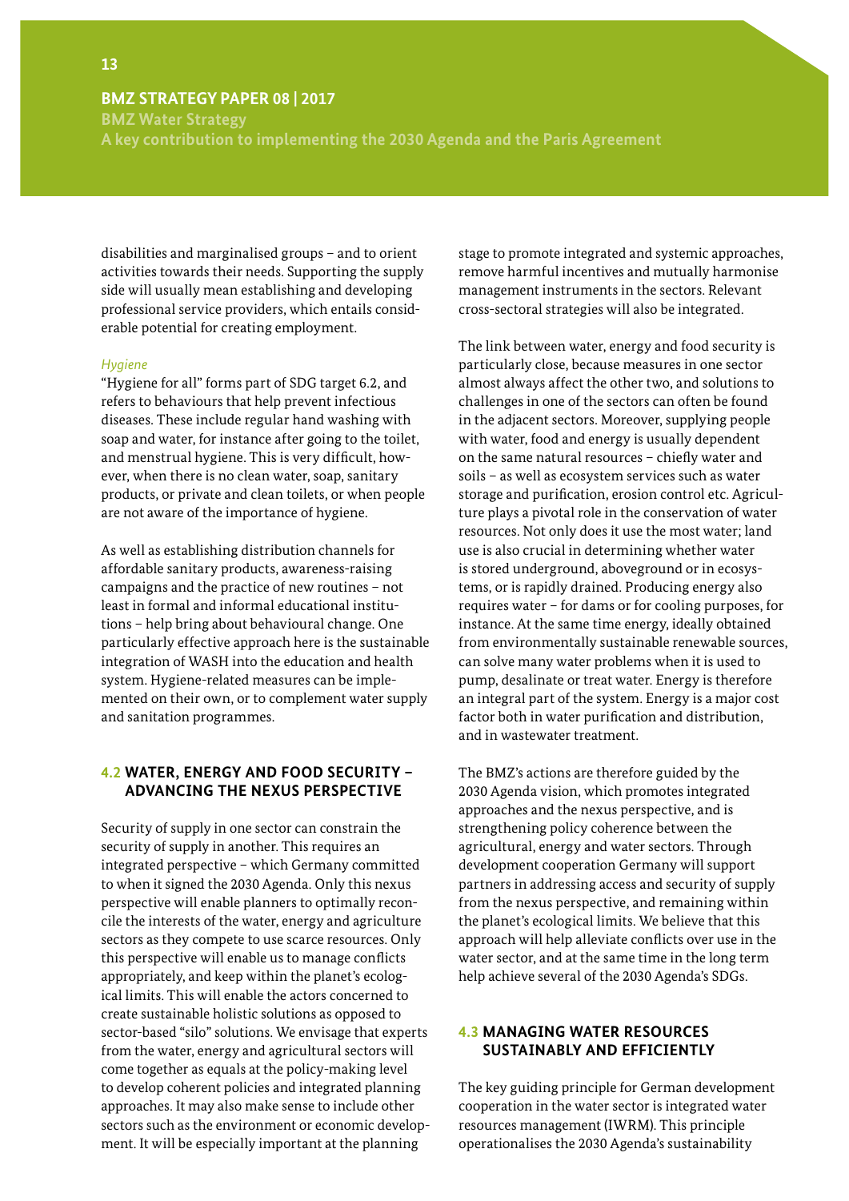disabilities and marginalised groups – and to orient activities towards their needs. Supporting the supply side will usually mean establishing and developing professional service providers, which entails considerable potential for creating employment.

*Hygiene*

"Hygiene for all" forms part of SDG target 6.2, and refers to behaviours that help prevent infectious diseases. These include regular hand washing with soap and water, for instance after going to the toilet, and menstrual hygiene. This is very difficult, however, when there is no clean water, soap, sanitary products, or private and clean toilets, or when people are not aware of the importance of hygiene.

As well as establishing distribution channels for affordable sanitary products, awareness-raising campaigns and the practice of new routines – not least in formal and informal educational institutions – help bring about behavioural change. One particularly effective approach here is the sustainable integration of WASH into the education and health system. Hygiene-related measures can be implemented on their own, or to complement water supply and sanitation programmes.

### 4.2 WATER, ENERGY AND FOOD SECURITY – ADVANCING THE NEXUS PERSPECTIVE

Security of supply in one sector can constrain the security of supply in another. This requires an integrated perspective – which Germany committed to when it signed the 2030 Agenda. Only this nexus perspective will enable planners to optimally reconcile the interests of the water, energy and agriculture sectors as they compete to use scarce resources. Only this perspective will enable us to manage conflicts appropriately, and keep within the planet's ecological limits. This will enable the actors concerned to create sustainable holistic solutions as opposed to sector-based "silo" solutions. We envisage that experts from the water, energy and agricultural sectors will come together as equals at the policy-making level to develop coherent policies and integrated planning approaches. It may also make sense to include other sectors such as the environment or economic development. It will be especially important at the planning stage to promote integrated and systemic approaches, remove harmful incentives and mutually harmonise management instruments in the sectors. Relevant cross-sectoral strategies will also be integrated.

The link between water, energy and food security is particularly close, because measures in one sector almost always affect the other two, and solutions to challenges in one of the sectors can often be found in the adjacent sectors. Moreover, supplying people with water, food and energy is usually dependent on the same natural resources – chiefly water and soils – as well as ecosystem services such as water storage and purification, erosion control etc. Agriculture plays a pivotal role in the conservation of water resources. Not only does it use the most water; land use is also crucial in determining whether water is stored underground, aboveground or in ecosystems, or is rapidly drained. Producing energy also requires water – for dams or for cooling purposes, for instance. At the same time energy, ideally obtained from environmentally sustainable renewable sources, can solve many water problems when it is used to pump, desalinate or treat water. Energy is therefore an integral part of the system. Energy is a major cost factor both in water purification and distribution, and in wastewater treatment.

The BMZ's actions are therefore guided by the 2030 Agenda vision, which promotes integrated approaches and the nexus perspective, and is strengthening policy coherence between the agricultural, energy and water sectors. Through development cooperation Germany will support partners in addressing access and security of supply from the nexus perspective, and remaining within the planet's ecological limits. We believe that this approach will help alleviate conflicts over use in the water sector, and at the same time in the long term help achieve several of the 2030 Agenda's SDGs.

### 4.3 MANAGING WATER RESOURCES SUSTAINABLY AND EFFICIENTLY

The key guiding principle for German development cooperation in the water sector is integrated water resources management (IWRM). This principle operationalises the 2030 Agenda's sustainability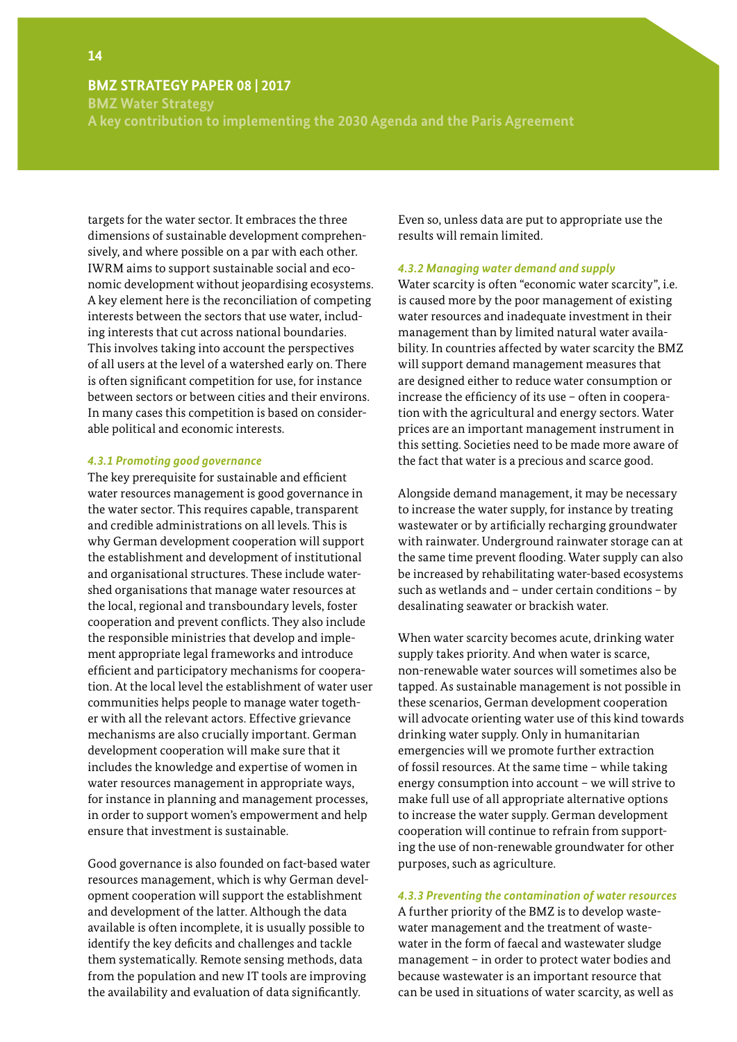targets for the water sector. It embraces the three dimensions of sustainable development comprehensively, and where possible on a par with each other. IWRM aims to support sustainable social and economic development without jeopardising ecosystems. A key element here is the reconciliation of competing interests between the sectors that use water, including interests that cut across national boundaries. This involves taking into account the perspectives of all users at the level of a watershed early on. There is often significant competition for use, for instance between sectors or between cities and their environs. In many cases this competition is based on considerable political and economic interests.

#### 4.3.1 Promoting good governance

The key prerequisite for sustainable and efficient water resources management is good governance in the water sector. This requires capable, transparent and credible administrations on all levels. This is why German development cooperation will support the establishment and development of institutional and organisational structures. These include watershed organisations that manage water resources at the local, regional and transboundary levels, foster cooperation and prevent conflicts. They also include the responsible ministries that develop and implement appropriate legal frameworks and introduce efficient and participatory mechanisms for cooperation. At the local level the establishment of water user communities helps people to manage water together with all the relevant actors. Effective grievance mechanisms are also crucially important. German development cooperation will make sure that it includes the knowledge and expertise of women in water resources management in appropriate ways, for instance in planning and management processes, in order to support women's empowerment and help ensure that investment is sustainable.

Good governance is also founded on fact-based water resources management, which is why German development cooperation will support the establishment and development of the latter. Although the data available is often incomplete, it is usually possible to identify the key deficits and challenges and tackle them systematically. Remote sensing methods, data from the population and new IT tools are improving the availability and evaluation of data significantly. Even so, unless data are put to appropriate use the results will remain limited.

#### 4.3.2 Managing water demand and supply

Water scarcity is often "economic water scarcity", i.e. is caused more by the poor management of existing water resources and inadequate investment in their management than by limited natural water availability. In countries affected by water scarcity the BMZ will support demand management measures that are designed either to reduce water consumption or increase the efficiency of its use – often in cooperation with the agricultural and energy sectors. Water prices are an important management instrument in this setting. Societies need to be made more aware of the fact that water is a precious and scarce good.

Alongside demand management, it may be necessary to increase the water supply, for instance by treating wastewater or by artificially recharging groundwater with rainwater. Underground rainwater storage can at the same time prevent flooding. Water supply can also be increased by rehabilitating water-based ecosystems such as wetlands and – under certain conditions – by desalinating seawater or brackish water.

When water scarcity becomes acute, drinking water supply takes priority. And when water is scarce, non-renewable water sources will sometimes also be tapped. As sustainable management is not possible in these scenarios, German development cooperation will advocate orienting water use of this kind towards drinking water supply. Only in humanitarian emergencies will we promote further extraction of fossil resources. At the same time – while taking energy consumption into account – we will strive to make full use of all appropriate alternative options to increase the water supply. German development cooperation will continue to refrain from supporting the use of non-renewable groundwater for other purposes, such as agriculture.

#### 4.3.3 Preventing the contamination of water resources

A further priority of the BMZ is to develop wastewater management and the treatment of wastewater in the form of faecal and wastewater sludge management – in order to protect water bodies and because wastewater is an important resource that can be used in situations of water scarcity, as well as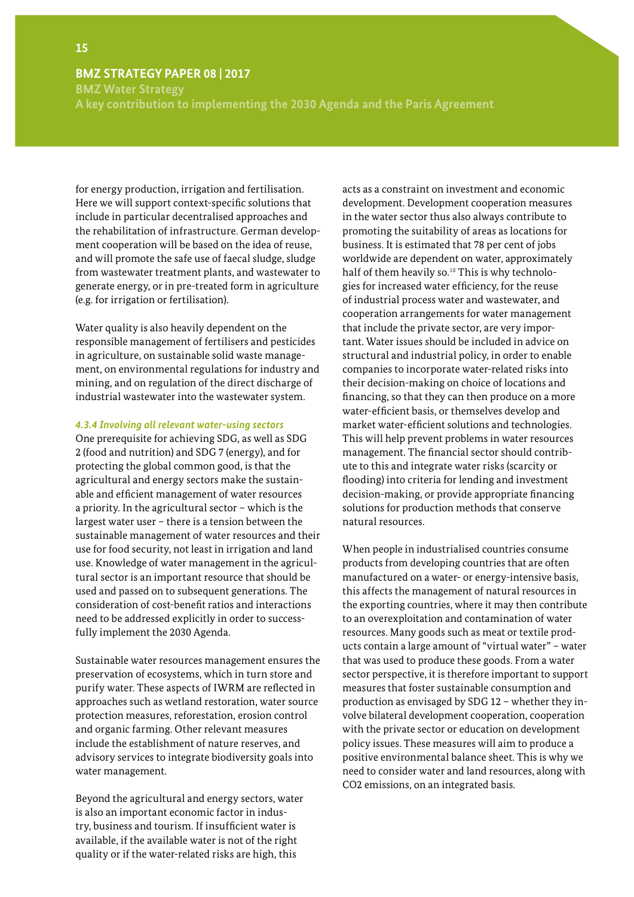for energy production, irrigation and fertilisation. Here we will support context-specific solutions that include in particular decentralised approaches and the rehabilitation of infrastructure. German development cooperation will be based on the idea of reuse, and will promote the safe use of faecal sludge, sludge from wastewater treatment plants, and wastewater to generate energy, or in pre-treated form in agriculture (e.g. for irrigation or fertilisation).

Water quality is also heavily dependent on the responsible management of fertilisers and pesticides in agriculture, on sustainable solid waste management, on environmental regulations for industry and mining, and on regulation of the direct discharge of industrial wastewater into the wastewater system.

#### *4.3.4 Involving all relevant water-using sectors*

One prerequisite for achieving SDG, as well as SDG 2 (food and nutrition) and SDG 7 (energy), and for protecting the global common good, is that the agricultural and energy sectors make the sustainable and efficient management of water resources a priority. In the agricultural sector – which is the largest water user – there is a tension between the sustainable management of water resources and their use for food security, not least in irrigation and land use. Knowledge of water management in the agricultural sector is an important resource that should be used and passed on to subsequent generations. The consideration of cost-benefit ratios and interactions need to be addressed explicitly in order to successfully implement the 2030 Agenda.

Sustainable water resources management ensures the preservation of ecosystems, which in turn store and purify water. These aspects of IWRM are reflected in approaches such as wetland restoration, water source protection measures, reforestation, erosion control and organic farming. Other relevant measures include the establishment of nature reserves, and advisory services to integrate biodiversity goals into water management.

Beyond the agricultural and energy sectors, water is also an important economic factor in industry, business and tourism. If insufficient water is available, if the available water is not of the right quality or if the water-related risks are high, this acts as a constraint on investment and economic development. Development cooperation measures in the water sector thus also always contribute to promoting the suitability of areas as locations for business. It is estimated that 78 per cent of jobs worldwide are dependent on water, approximately half of them heavily so.[18] This is why technologies for increased water efficiency, for the reuse of industrial process water and wastewater, and cooperation arrangements for water management that include the private sector, are very important. Water issues should be included in advice on structural and industrial policy, in order to enable companies to incorporate water-related risks into their decision-making on choice of locations and financing, so that they can then produce on a more water-efficient basis, or themselves develop and market water-efficient solutions and technologies. This will help prevent problems in water resources management. The financial sector should contribute to this and integrate water risks (scarcity or flooding) into criteria for lending and investment decision-making, or provide appropriate financing solutions for production methods that conserve natural resources.

When people in industrialised countries consume products from developing countries that are often manufactured on a water- or energy-intensive basis, this affects the management of natural resources in the exporting countries, where it may then contribute to an overexploitation and contamination of water resources. Many goods such as meat or textile products contain a large amount of "virtual water" – water that was used to produce these goods. From a water sector perspective, it is therefore important to support measures that foster sustainable consumption and production as envisaged by SDG 12 – whether they involve bilateral development cooperation, cooperation with the private sector or education on development policy issues. These measures will aim to produce a positive environmental balance sheet. This is why we need to consider water and land resources, along with $CO_2$ emissions, on an integrated basis.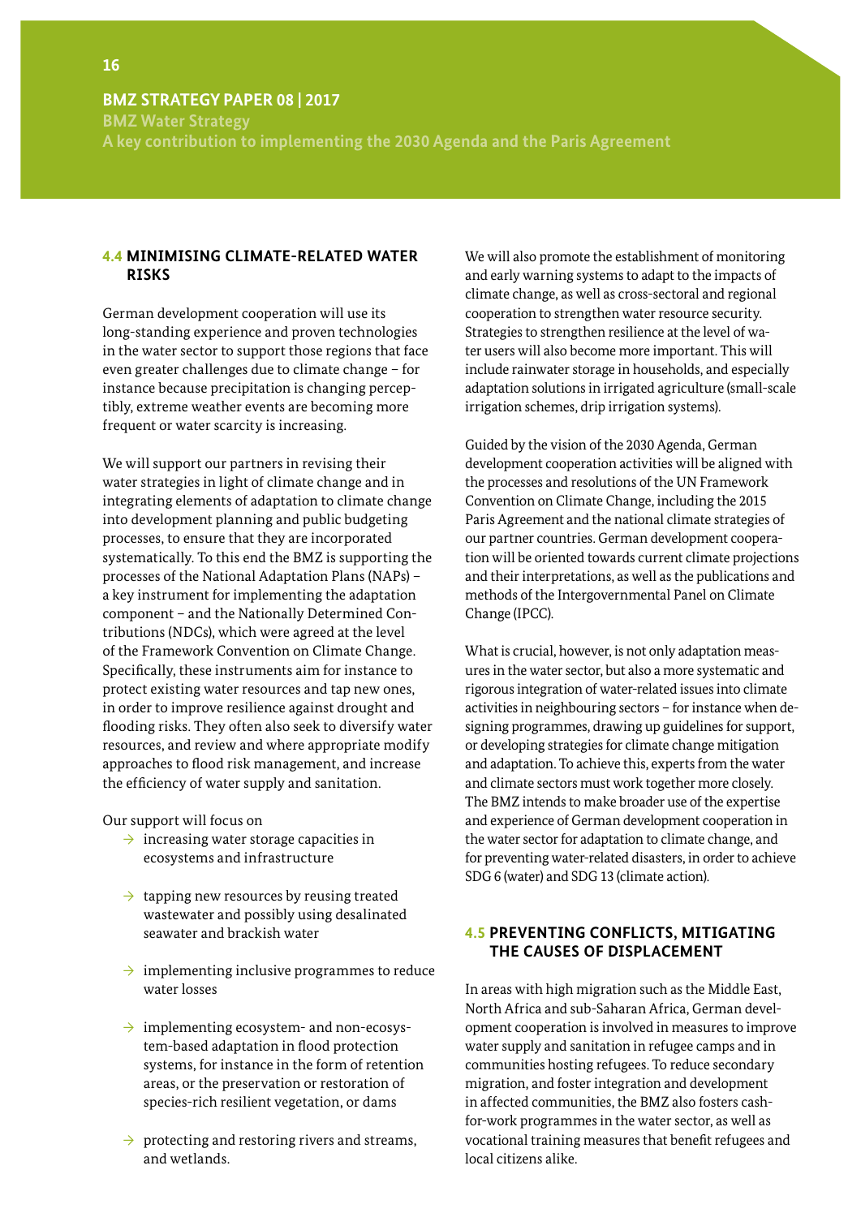### 4.4 MINIMISING CLIMATE-RELATED WATER RISKS

German development cooperation will use its long-standing experience and proven technologies in the water sector to support those regions that face even greater challenges due to climate change – for instance because precipitation is changing perceptibly, extreme weather events are becoming more frequent or water scarcity is increasing.

We will support our partners in revising their water strategies in light of climate change and in integrating elements of adaptation to climate change into development planning and public budgeting processes, to ensure that they are incorporated systematically. To this end the BMZ is supporting the processes of the National Adaptation Plans (NAPs) – a key instrument for implementing the adaptation component – and the Nationally Determined Contributions (NDCs), which were agreed at the level of the Framework Convention on Climate Change. Specifically, these instruments aim for instance to protect existing water resources and tap new ones, in order to improve resilience against drought and flooding risks. They often also seek to diversify water resources, and review and where appropriate modify approaches to flood risk management, and increase the efficiency of water supply and sanitation.

Our support will focus on

- increasing water storage capacities in ecosystems and infrastructure
- tapping new resources by reusing treated wastewater and possibly using desalinated seawater and brackish water
- implementing inclusive programmes to reduce water losses
- implementing ecosystem- and non-ecosystem-based adaptation in flood protection systems, for instance in the form of retention areas, or the preservation or restoration of species-rich resilient vegetation, or dams
- protecting and restoring rivers and streams, and wetlands.

We will also promote the establishment of monitoring and early warning systems to adapt to the impacts of climate change, as well as cross-sectoral and regional cooperation to strengthen water resource security. Strategies to strengthen resilience at the level of water users will also become more important. This will include rainwater storage in households, and especially adaptation solutions in irrigated agriculture (small-scale irrigation schemes, drip irrigation systems).

Guided by the vision of the 2030 Agenda, German development cooperation activities will be aligned with the processes and resolutions of the UN Framework Convention on Climate Change, including the 2015 Paris Agreement and the national climate strategies of our partner countries. German development cooperation will be oriented towards current climate projections and their interpretations, as well as the publications and methods of the Intergovernmental Panel on Climate Change (IPCC).

What is crucial, however, is not only adaptation measures in the water sector, but also a more systematic and rigorous integration of water-related issues into climate activities in neighbouring sectors – for instance when designing programmes, drawing up guidelines for support, or developing strategies for climate change mitigation and adaptation. To achieve this, experts from the water and climate sectors must work together more closely. The BMZ intends to make broader use of the expertise and experience of German development cooperation in the water sector for adaptation to climate change, and for preventing water-related disasters, in order to achieve SDG 6 (water) and SDG 13 (climate action).

### 4.5 PREVENTING CONFLICTS, MITIGATING THE CAUSES OF DISPLACEMENT

In areas with high migration such as the Middle East, North Africa and sub-Saharan Africa, German development cooperation is involved in measures to improve water supply and sanitation in refugee camps and in communities hosting refugees. To reduce secondary migration, and foster integration and development in affected communities, the BMZ also fosters cash-for-work programmes in the water sector, as well as vocational training measures that benefit refugees and local citizens alike.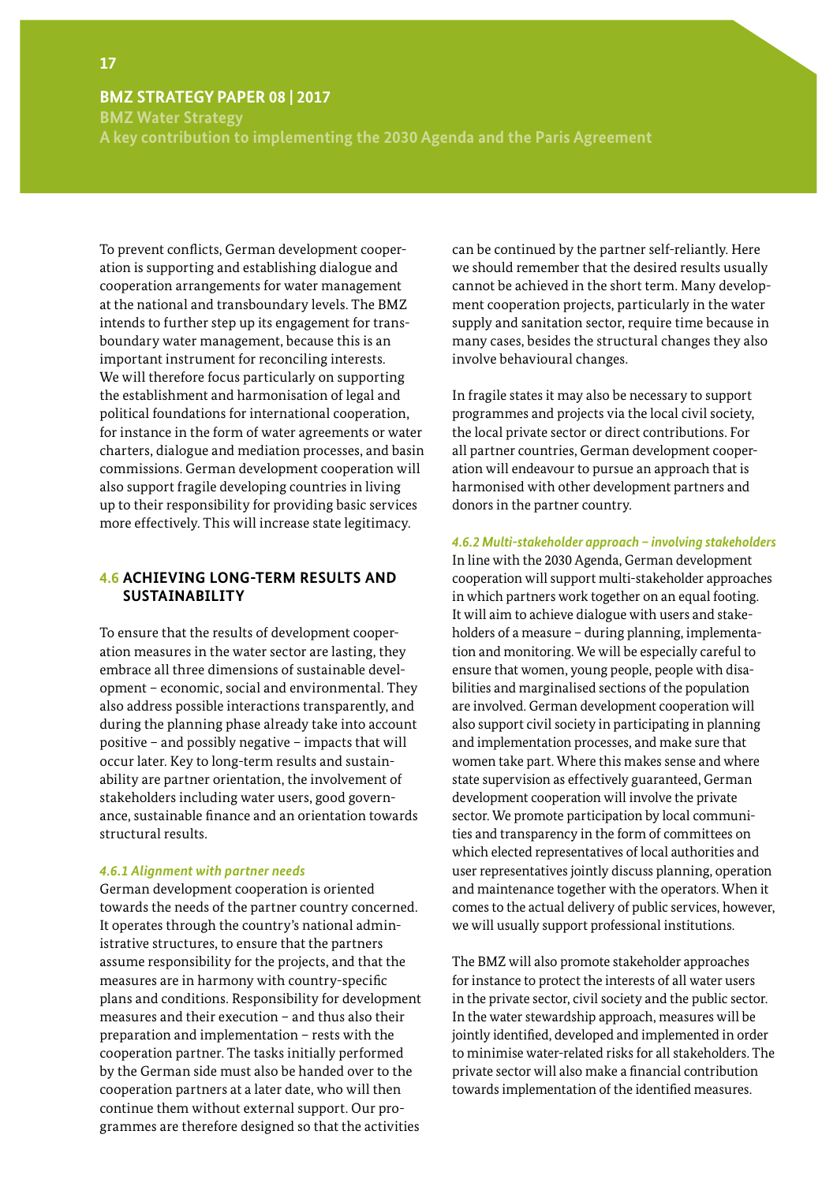To prevent conflicts, German development cooperation is supporting and establishing dialogue and cooperation arrangements for water management at the national and transboundary levels. The BMZ intends to further step up its engagement for transboundary water management, because this is an important instrument for reconciling interests. We will therefore focus particularly on supporting the establishment and harmonisation of legal and political foundations for international cooperation, for instance in the form of water agreements or water charters, dialogue and mediation processes, and basin commissions. German development cooperation will also support fragile developing countries in living up to their responsibility for providing basic services more effectively. This will increase state legitimacy.

## 4.6 ACHIEVING LONG-TERM RESULTS AND SUSTAINABILITY

To ensure that the results of development cooperation measures in the water sector are lasting, they embrace all three dimensions of sustainable development – economic, social and environmental. They also address possible interactions transparently, and during the planning phase already take into account positive – and possibly negative – impacts that will occur later. Key to long-term results and sustainability are partner orientation, the involvement of stakeholders including water users, good governance, sustainable finance and an orientation towards structural results.

### *4.6.1 Alignment with partner needs*

German development cooperation is oriented towards the needs of the partner country concerned. It operates through the country's national administrative structures, to ensure that the partners assume responsibility for the projects, and that the measures are in harmony with country-specific plans and conditions. Responsibility for development measures and their execution – and thus also their preparation and implementation – rests with the cooperation partner. The tasks initially performed by the German side must also be handed over to the cooperation partners at a later date, who will then continue them without external support. Our programmes are therefore designed so that the activities can be continued by the partner self-reliantly. Here we should remember that the desired results usually cannot be achieved in the short term. Many development cooperation projects, particularly in the water supply and sanitation sector, require time because in many cases, besides the structural changes they also involve behavioural changes.

In fragile states it may also be necessary to support programmes and projects via the local civil society, the local private sector or direct contributions. For all partner countries, German development cooperation will endeavour to pursue an approach that is harmonised with other development partners and donors in the partner country.

### *4.6.2 Multi-stakeholder approach – involving stakeholders*

In line with the 2030 Agenda, German development cooperation will support multi-stakeholder approaches in which partners work together on an equal footing. It will aim to achieve dialogue with users and stakeholders of a measure – during planning, implementation and monitoring. We will be especially careful to ensure that women, young people, people with disabilities and marginalised sections of the population are involved. German development cooperation will also support civil society in participating in planning and implementation processes, and make sure that women take part. Where this makes sense and where state supervision as effectively guaranteed, German development cooperation will involve the private sector. We promote participation by local communities and transparency in the form of committees on which elected representatives of local authorities and user representatives jointly discuss planning, operation and maintenance together with the operators. When it comes to the actual delivery of public services, however, we will usually support professional institutions.

The BMZ will also promote stakeholder approaches for instance to protect the interests of all water users in the private sector, civil society and the public sector. In the water stewardship approach, measures will be jointly identified, developed and implemented in order to minimise water-related risks for all stakeholders. The private sector will also make a financial contribution towards implementation of the identified measures.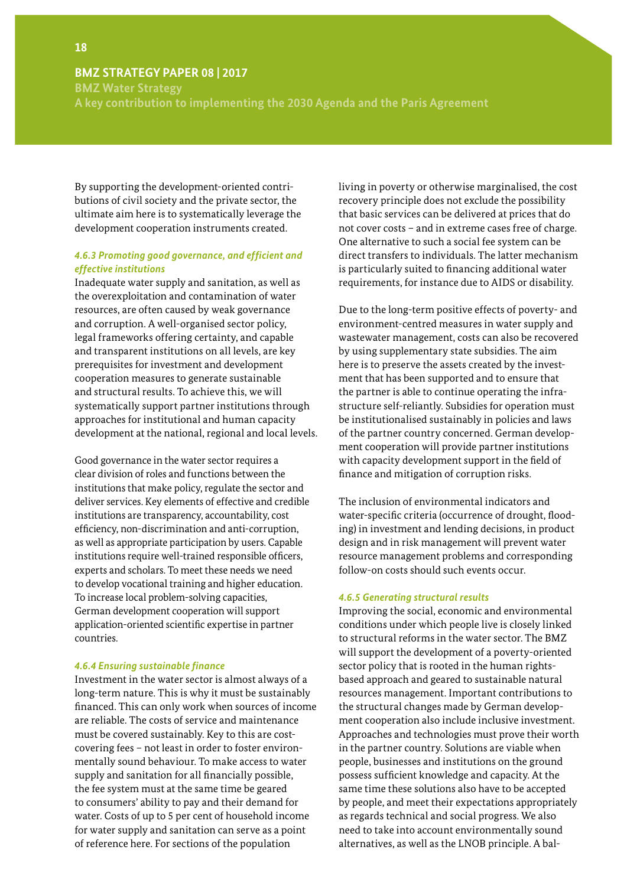By supporting the development-oriented contributions of civil society and the private sector, the ultimate aim here is to systematically leverage the development cooperation instruments created.

#### *4.6.3 Promoting good governance, and efficient and effective institutions*

Inadequate water supply and sanitation, as well as the overexploitation and contamination of water resources, are often caused by weak governance and corruption. A well-organised sector policy, legal frameworks offering certainty, and capable and transparent institutions on all levels, are key prerequisites for investment and development cooperation measures to generate sustainable and structural results. To achieve this, we will systematically support partner institutions through approaches for institutional and human capacity development at the national, regional and local levels.

Good governance in the water sector requires a clear division of roles and functions between the institutions that make policy, regulate the sector and deliver services. Key elements of effective and credible institutions are transparency, accountability, cost efficiency, non-discrimination and anti-corruption, as well as appropriate participation by users. Capable institutions require well-trained responsible officers, experts and scholars. To meet these needs we need to develop vocational training and higher education. To increase local problem-solving capacities, German development cooperation will support application-oriented scientific expertise in partner countries.

#### *4.6.4 Ensuring sustainable finance*

Investment in the water sector is almost always of a long-term nature. This is why it must be sustainably financed. This can only work when sources of income are reliable. The costs of service and maintenance must be covered sustainably. Key to this are cost-covering fees – not least in order to foster environmentally sound behaviour. To make access to water supply and sanitation for all financially possible, the fee system must at the same time be geared to consumers' ability to pay and their demand for water. Costs of up to 5 per cent of household income for water supply and sanitation can serve as a point of reference here. For sections of the population living in poverty or otherwise marginalised, the cost recovery principle does not exclude the possibility that basic services can be delivered at prices that do not cover costs – and in extreme cases free of charge. One alternative to such a social fee system can be direct transfers to individuals. The latter mechanism is particularly suited to financing additional water requirements, for instance due to AIDS or disability.

Due to the long-term positive effects of poverty- and environment-centred measures in water supply and wastewater management, costs can also be recovered by using supplementary state subsidies. The aim here is to preserve the assets created by the investment that has been supported and to ensure that the partner is able to continue operating the infrastructure self-reliantly. Subsidies for operation must be institutionalised sustainably in policies and laws of the partner country concerned. German development cooperation will provide partner institutions with capacity development support in the field of finance and mitigation of corruption risks.

The inclusion of environmental indicators and water-specific criteria (occurrence of drought, flooding) in investment and lending decisions, in product design and in risk management will prevent water resource management problems and corresponding follow-on costs should such events occur.

#### *4.6.5 Generating structural results*

Improving the social, economic and environmental conditions under which people live is closely linked to structural reforms in the water sector. The BMZ will support the development of a poverty-oriented sector policy that is rooted in the human rights-based approach and geared to sustainable natural resources management. Important contributions to the structural changes made by German development cooperation also include inclusive investment. Approaches and technologies must prove their worth in the partner country. Solutions are viable when people, businesses and institutions on the ground possess sufficient knowledge and capacity. At the same time these solutions also have to be accepted by people, and meet their expectations appropriately as regards technical and social progress. We also need to take into account environmentally sound alternatives, as well as the LNOB principle. A bal-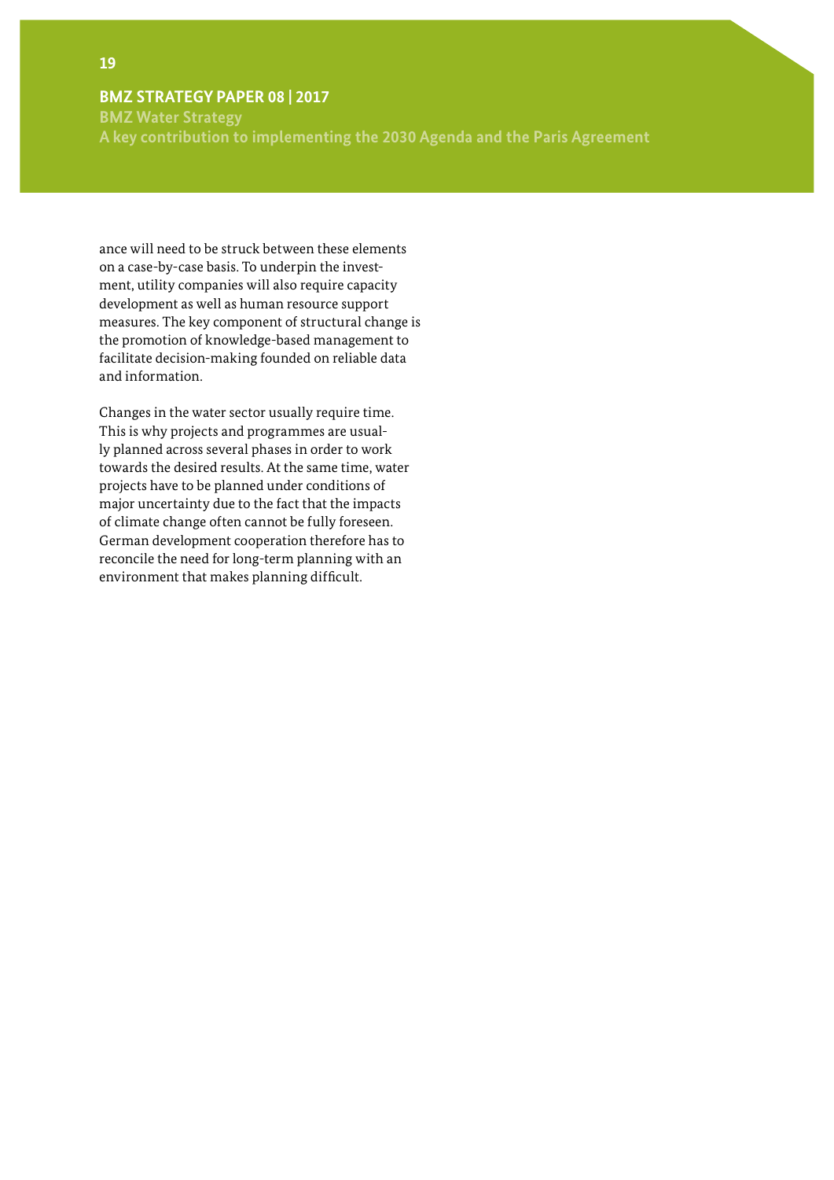ance will need to be struck between these elements on a case-by-case basis. To underpin the investment, utility companies will also require capacity development as well as human resource support measures. The key component of structural change is the promotion of knowledge-based management to facilitate decision-making founded on reliable data and information.

Changes in the water sector usually require time. This is why projects and programmes are usually planned across several phases in order to work towards the desired results. At the same time, water projects have to be planned under conditions of major uncertainty due to the fact that the impacts of climate change often cannot be fully foreseen. German development cooperation therefore has to reconcile the need for long-term planning with an environment that makes planning difficult.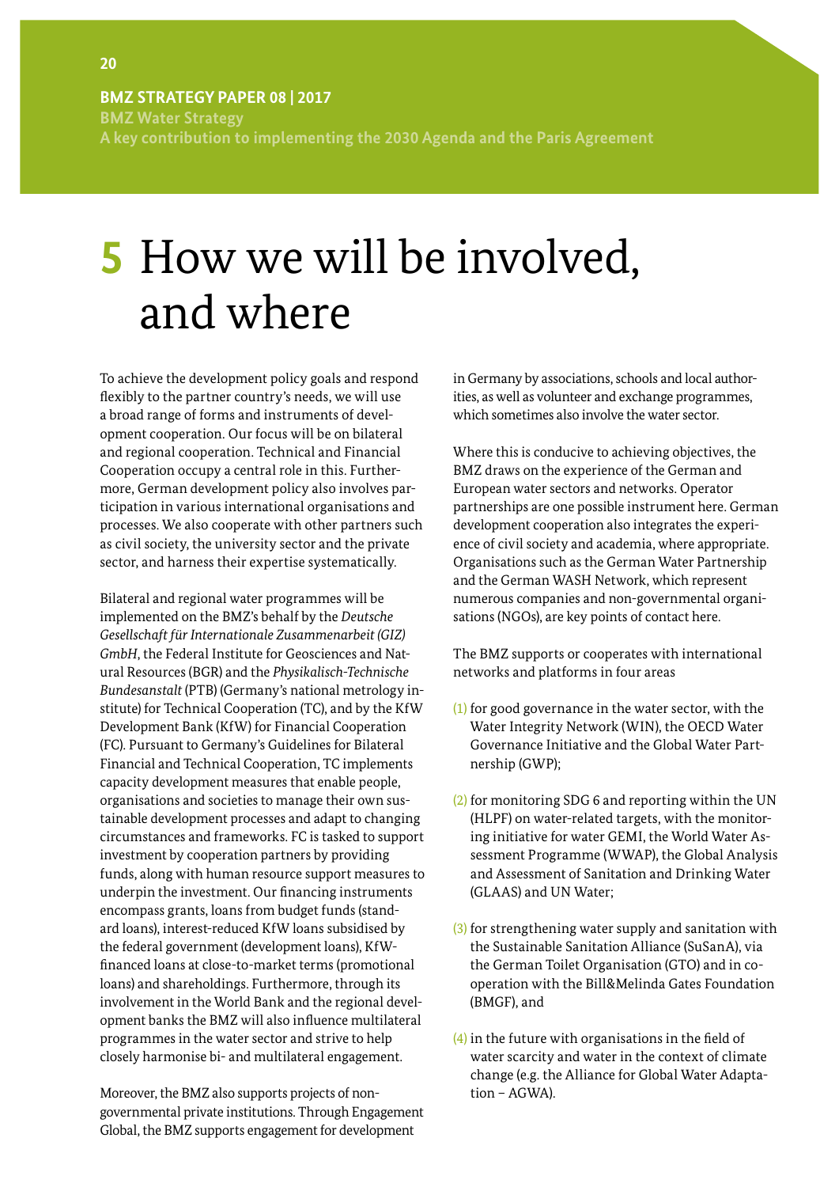# 5 How we will be involved, and where

To achieve the development policy goals and respond flexibly to the partner country's needs, we will use a broad range of forms and instruments of development cooperation. Our focus will be on bilateral and regional cooperation. Technical and Financial Cooperation occupy a central role in this. Furthermore, German development policy also involves participation in various international organisations and processes. We also cooperate with other partners such as civil society, the university sector and the private sector, and harness their expertise systematically.

Bilateral and regional water programmes will be implemented on the BMZ's behalf by the *Deutsche Gesellschaft für Internationale Zusammenarbeit (GIZ) GmbH*, the Federal Institute for Geosciences and Natural Resources (BGR) and the *Physikalisch-Technische Bundesanstalt* (PTB) (Germany's national metrology institute) for Technical Cooperation (TC), and by the KfW Development Bank (KfW) for Financial Cooperation (FC). Pursuant to Germany's Guidelines for Bilateral Financial and Technical Cooperation, TC implements capacity development measures that enable people, organisations and societies to manage their own sustainable development processes and adapt to changing circumstances and frameworks. FC is tasked to support investment by cooperation partners by providing funds, along with human resource support measures to underpin the investment. Our financing instruments encompass grants, loans from budget funds (standard loans), interest-reduced KfW loans subsidised by the federal government (development loans), KfW-financed loans at close-to-market terms (promotional loans) and shareholdings. Furthermore, through its involvement in the World Bank and the regional development banks the BMZ will also influence multilateral programmes in the water sector and strive to help closely harmonise bi- and multilateral engagement.

Moreover, the BMZ also supports projects of non-governmental private institutions. Through Engagement Global, the BMZ supports engagement for development in Germany by associations, schools and local authorities, as well as volunteer and exchange programmes, which sometimes also involve the water sector.

Where this is conducive to achieving objectives, the BMZ draws on the experience of the German and European water sectors and networks. Operator partnerships are one possible instrument here. German development cooperation also integrates the experience of civil society and academia, where appropriate. Organisations such as the German Water Partnership and the German WASH Network, which represent numerous companies and non-governmental organisations (NGOs), are key points of contact here.

The BMZ supports or cooperates with international networks and platforms in four areas

(1) for good governance in the water sector, with the Water Integrity Network (WIN), the OECD Water Governance Initiative and the Global Water Partnership (GWP);

(2) for monitoring SDG 6 and reporting within the UN (HLPF) on water-related targets, with the monitoring initiative for water GEMI, the World Water Assessment Programme (WWAP), the Global Analysis and Assessment of Sanitation and Drinking Water (GLAAS) and UN Water;

(3) for strengthening water supply and sanitation with the Sustainable Sanitation Alliance (SuSanA), via the German Toilet Organisation (GTO) and in cooperation with the Bill&Melinda Gates Foundation (BMGF), and

(4) in the future with organisations in the field of water scarcity and water in the context of climate change (e.g. the Alliance for Global Water Adaptation – AGWA).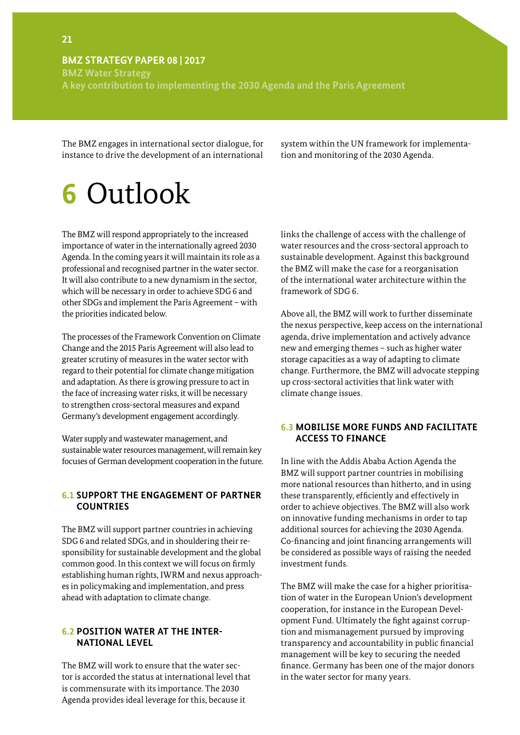The BMZ engages in international sector dialogue, for instance to drive the development of an international system within the UN framework for implementation and monitoring of the 2030 Agenda.

# 6 Outlook

The BMZ will respond appropriately to the increased importance of water in the internationally agreed 2030 Agenda. In the coming years it will maintain its role as a professional and recognised partner in the water sector. It will also contribute to a new dynamism in the sector, which will be necessary in order to achieve SDG 6 and other SDGs and implement the Paris Agreement – with the priorities indicated below.

The processes of the Framework Convention on Climate Change and the 2015 Paris Agreement will also lead to greater scrutiny of measures in the water sector with regard to their potential for climate change mitigation and adaptation. As there is growing pressure to act in the face of increasing water risks, it will be necessary to strengthen cross-sectoral measures and expand Germany's development engagement accordingly.

Water supply and wastewater management, and sustainable water resources management, will remain key focuses of German development cooperation in the future.

## 6.1 SUPPORT THE ENGAGEMENT OF PARTNER COUNTRIES

The BMZ will support partner countries in achieving SDG 6 and related SDGs, and in shouldering their responsibility for sustainable development and the global common good. In this context we will focus on firmly establishing human rights, IWRM and nexus approaches in policymaking and implementation, and press ahead with adaptation to climate change.

## 6.2 POSITION WATER AT THE INTERNATIONAL LEVEL

The BMZ will work to ensure that the water sector is accorded the status at international level that is commensurate with its importance. The 2030 Agenda provides ideal leverage for this, because it links the challenge of access with the challenge of water resources and the cross-sectoral approach to sustainable development. Against this background the BMZ will make the case for a reorganisation of the international water architecture within the framework of SDG 6.

Above all, the BMZ will work to further disseminate the nexus perspective, keep access on the international agenda, drive implementation and actively advance new and emerging themes – such as higher water storage capacities as a way of adapting to climate change. Furthermore, the BMZ will advocate stepping up cross-sectoral activities that link water with climate change issues.

## 6.3 MOBILISE MORE FUNDS AND FACILITATE ACCESS TO FINANCE

In line with the Addis Ababa Action Agenda the BMZ will support partner countries in mobilising more national resources than hitherto, and in using these transparently, efficiently and effectively in order to achieve objectives. The BMZ will also work on innovative funding mechanisms in order to tap additional sources for achieving the 2030 Agenda. Co-financing and joint financing arrangements will be considered as possible ways of raising the needed investment funds.

The BMZ will make the case for a higher prioritisation of water in the European Union's development cooperation, for instance in the European Development Fund. Ultimately the fight against corruption and mismanagement pursued by improving transparency and accountability in public financial management will be key to securing the needed finance. Germany has been one of the major donors in the water sector for many years.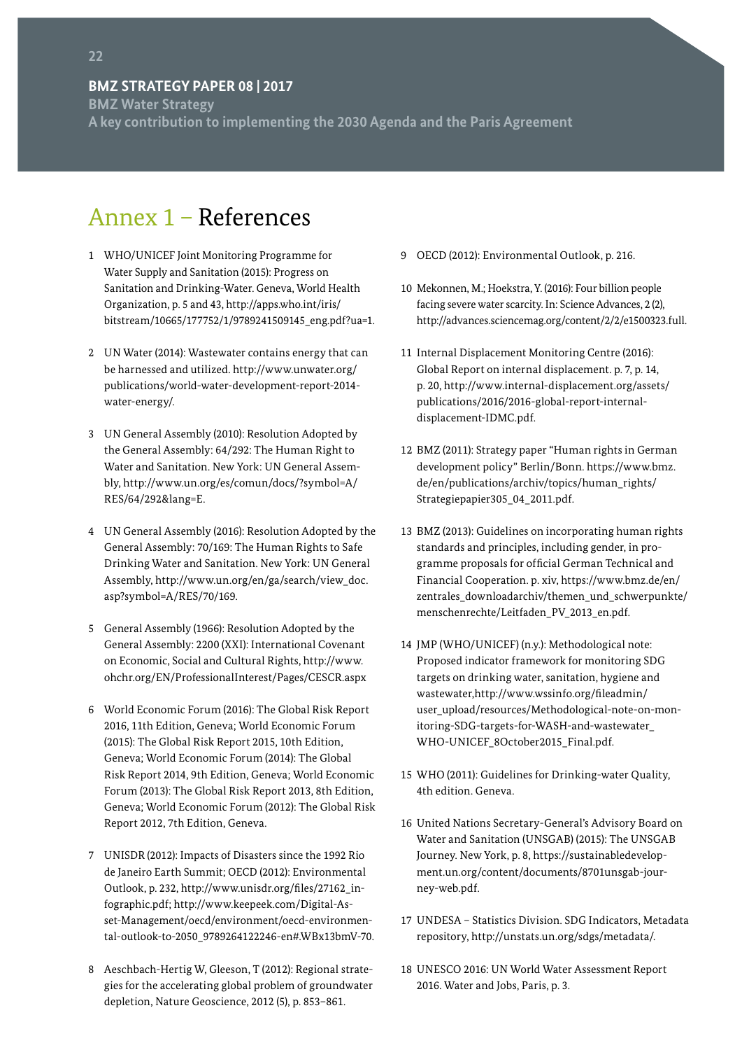# Annex 1 – References

1 WHO/UNICEF Joint Monitoring Programme for Water Supply and Sanitation (2015): Progress on Sanitation and Drinking-Water. Geneva, World Health Organization, p. 5 and 43, http://apps.who.int/iris/bitstream/10665/177752/1/9789241509145_eng.pdf?ua=1.

2 UN Water (2014): Wastewater contains energy that can be harnessed and utilized. http://www.unwater.org/publications/world-water-development-report-2014-water-energy/.

3 UN General Assembly (2010): Resolution Adopted by the General Assembly: 64/292: The Human Right to Water and Sanitation. New York: UN General Assembly, http://www.un.org/es/comun/docs/?symbol=A/RES/64/292&lang=E.

4 UN General Assembly (2016): Resolution Adopted by the General Assembly: 70/169: The Human Rights to Safe Drinking Water and Sanitation. New York: UN General Assembly, http://www.un.org/en/ga/search/view_doc.asp?symbol=A/RES/70/169.

5 General Assembly (1966): Resolution Adopted by the General Assembly: 2200 (XXI): International Covenant on Economic, Social and Cultural Rights, http://www.ohchr.org/EN/ProfessionalInterest/Pages/CESCR.aspx

6 World Economic Forum (2016): The Global Risk Report 2016, 11th Edition, Geneva; World Economic Forum (2015): The Global Risk Report 2015, 10th Edition, Geneva; World Economic Forum (2014): The Global Risk Report 2014, 9th Edition, Geneva; World Economic Forum (2013): The Global Risk Report 2013, 8th Edition, Geneva; World Economic Forum (2012): The Global Risk Report 2012, 7th Edition, Geneva.

7 UNISDR (2012): Impacts of Disasters since the 1992 Rio de Janeiro Earth Summit; OECD (2012): Environmental Outlook, p. 232, http://www.unisdr.org/files/27162_infographic.pdf; http://www.keepeek.com/Digital-Asset-Management/oecd/environment/oecd-environmental-outlook-to-2050_9789264122246-en#.WBx13bmV-70.

8 Aeschbach-Hertig W, Gleeson, T (2012): Regional strategies for the accelerating global problem of groundwater depletion, Nature Geoscience, 2012 (5), p. 853–861.

9 OECD (2012): Environmental Outlook, p. 216.

10 Mekonnen, M.; Hoekstra, Y. (2016): Four billion people facing severe water scarcity. In: Science Advances, 2 (2), http://advances.sciencemag.org/content/2/2/e1500323.full.

11 Internal Displacement Monitoring Centre (2016): Global Report on internal displacement. p. 7, p. 14, p. 20, http://www.internal-displacement.org/assets/publications/2016/2016-global-report-internal-displacement-IDMC.pdf.

12 BMZ (2011): Strategy paper "Human rights in German development policy" Berlin/Bonn. https://www.bmz.de/en/publications/archiv/topics/human_rights/Strategiepapier305_04_2011.pdf.

13 BMZ (2013): Guidelines on incorporating human rights standards and principles, including gender, in programme proposals for official German Technical and Financial Cooperation. p. xiv, https://www.bmz.de/en/zentrales_downloadarchiv/themen_und_schwerpunkte/menschenrechte/Leitfaden_PV_2013_en.pdf.

14 JMP (WHO/UNICEF) (n.y.): Methodological note: Proposed indicator framework for monitoring SDG targets on drinking water, sanitation, hygiene and wastewater,http://www.wssinfo.org/fileadmin/user_upload/resources/Methodological-note-on-monitoring-SDG-targets-for-WASH-and-wastewater_WHO-UNICEF_8October2015_Final.pdf.

15 WHO (2011): Guidelines for Drinking-water Quality, 4th edition. Geneva.

16 United Nations Secretary-General's Advisory Board on Water and Sanitation (UNSGAB) (2015): The UNSGAB Journey. New York, p. 8, https://sustainabledevelopment.un.org/content/documents/8701unsgab-journey-web.pdf.

17 UNDESA – Statistics Division. SDG Indicators, Metadata repository, http://unstats.un.org/sdgs/metadata/.

18 UNESCO 2016: UN World Water Assessment Report 2016. Water and Jobs, Paris, p. 3.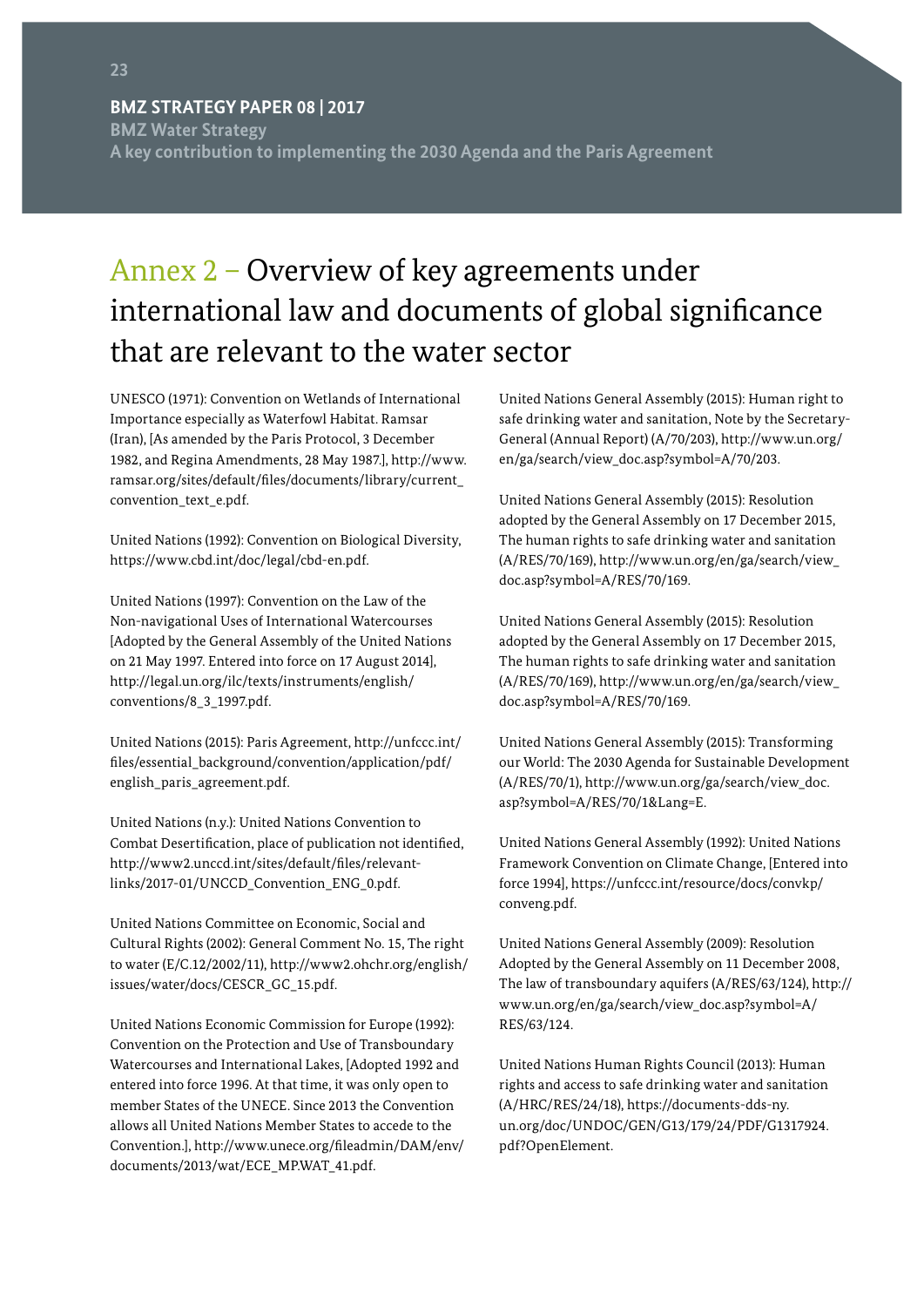# Annex 2 – Overview of key agreements under international law and documents of global significance that are relevant to the water sector

UNESCO (1971): Convention on Wetlands of International Importance especially as Waterfowl Habitat. Ramsar (Iran), [As amended by the Paris Protocol, 3 December 1982, and Regina Amendments, 28 May 1987.], http://www.ramsar.org/sites/default/files/documents/library/current_convention_text_e.pdf.

United Nations (1992): Convention on Biological Diversity, https://www.cbd.int/doc/legal/cbd-en.pdf.

United Nations (1997): Convention on the Law of the Non-navigational Uses of International Watercourses [Adopted by the General Assembly of the United Nations on 21 May 1997. Entered into force on 17 August 2014], http://legal.un.org/ilc/texts/instruments/english/conventions/8_3_1997.pdf.

United Nations (2015): Paris Agreement, http://unfccc.int/files/essential_background/convention/application/pdf/english_paris_agreement.pdf.

United Nations (n.y.): United Nations Convention to Combat Desertification, place of publication not identified, http://www2.unccd.int/sites/default/files/relevant-links/2017-01/UNCCD_Convention_ENG_0.pdf.

United Nations Committee on Economic, Social and Cultural Rights (2002): General Comment No. 15, The right to water (E/C.12/2002/11), http://www2.ohchr.org/english/issues/water/docs/CESCR_GC_15.pdf.

United Nations Economic Commission for Europe (1992): Convention on the Protection and Use of Transboundary Watercourses and International Lakes, [Adopted 1992 and entered into force 1996. At that time, it was only open to member States of the UNECE. Since 2013 the Convention allows all United Nations Member States to accede to the Convention.], http://www.unece.org/fileadmin/DAM/env/documents/2013/wat/ECE_MP.WAT_41.pdf.

United Nations General Assembly (2015): Human right to safe drinking water and sanitation, Note by the Secretary-General (Annual Report) (A/70/203), http://www.un.org/en/ga/search/view_doc.asp?symbol=A/70/203.

United Nations General Assembly (2015): Resolution adopted by the General Assembly on 17 December 2015, The human rights to safe drinking water and sanitation (A/RES/70/169), http://www.un.org/en/ga/search/view_doc.asp?symbol=A/RES/70/169.

United Nations General Assembly (2015): Resolution adopted by the General Assembly on 17 December 2015, The human rights to safe drinking water and sanitation (A/RES/70/169), http://www.un.org/en/ga/search/view_doc.asp?symbol=A/RES/70/169.

United Nations General Assembly (2015): Transforming our World: The 2030 Agenda for Sustainable Development (A/RES/70/1), http://www.un.org/ga/search/view_doc.asp?symbol=A/RES/70/1&Lang=E.

United Nations General Assembly (1992): United Nations Framework Convention on Climate Change, [Entered into force 1994], https://unfccc.int/resource/docs/convkp/conveng.pdf.

United Nations General Assembly (2009): Resolution Adopted by the General Assembly on 11 December 2008, The law of transboundary aquifers (A/RES/63/124), http://www.un.org/en/ga/search/view_doc.asp?symbol=A/RES/63/124.

United Nations Human Rights Council (2013): Human rights and access to safe drinking water and sanitation (A/HRC/RES/24/18), https://documents-dds-ny.un.org/doc/UNDOC/GEN/G13/179/24/PDF/G1317924.pdf?OpenElement.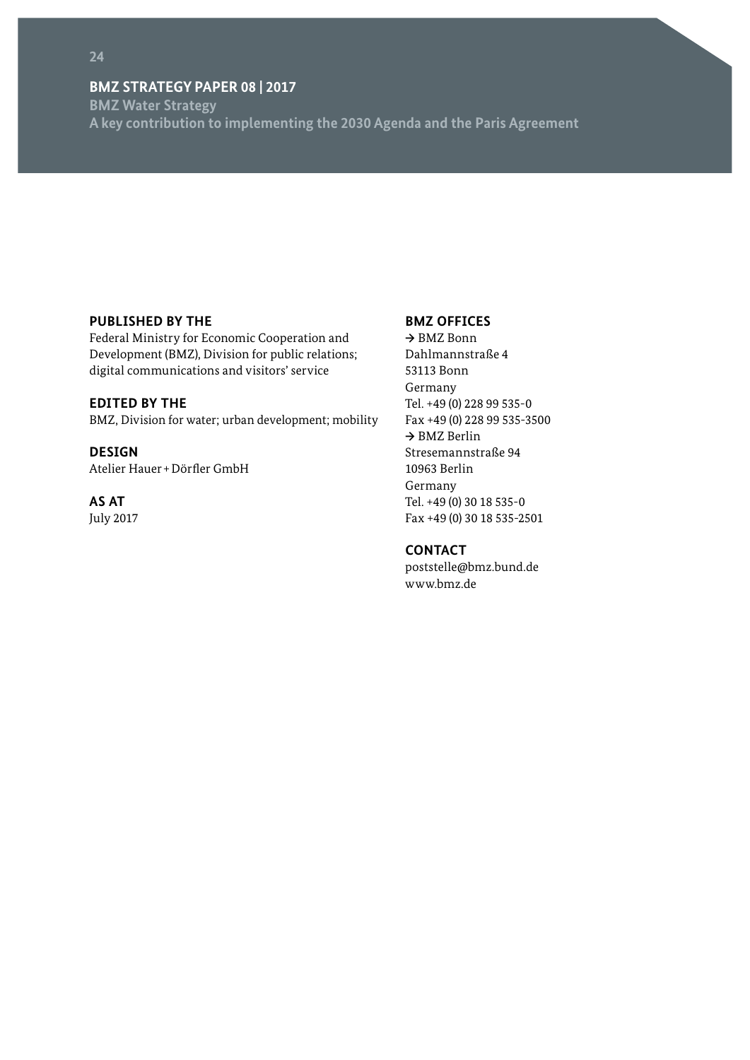**PUBLISHED BY THE**
Federal Ministry for Economic Cooperation and Development (BMZ), Division for public relations; digital communications and visitors' service

**EDITED BY THE**
BMZ, Division for water; urban development; mobility

**DESIGN**
Atelier Hauer + Dörfler GmbH

**AS AT**
July 2017

**BMZ OFFICES**
→ BMZ Bonn
Dahlmannstraße 4
53113 Bonn
Germany
Tel. +49 (0) 228 99 535-0
Fax +49 (0) 228 99 535-3500
→ BMZ Berlin
Stresemannstraße 94
10963 Berlin
Germany
Tel. +49 (0) 30 18 535-0
Fax +49 (0) 30 18 535-2501

**CONTACT**
poststelle@bmz.bund.de
www.bmz.de